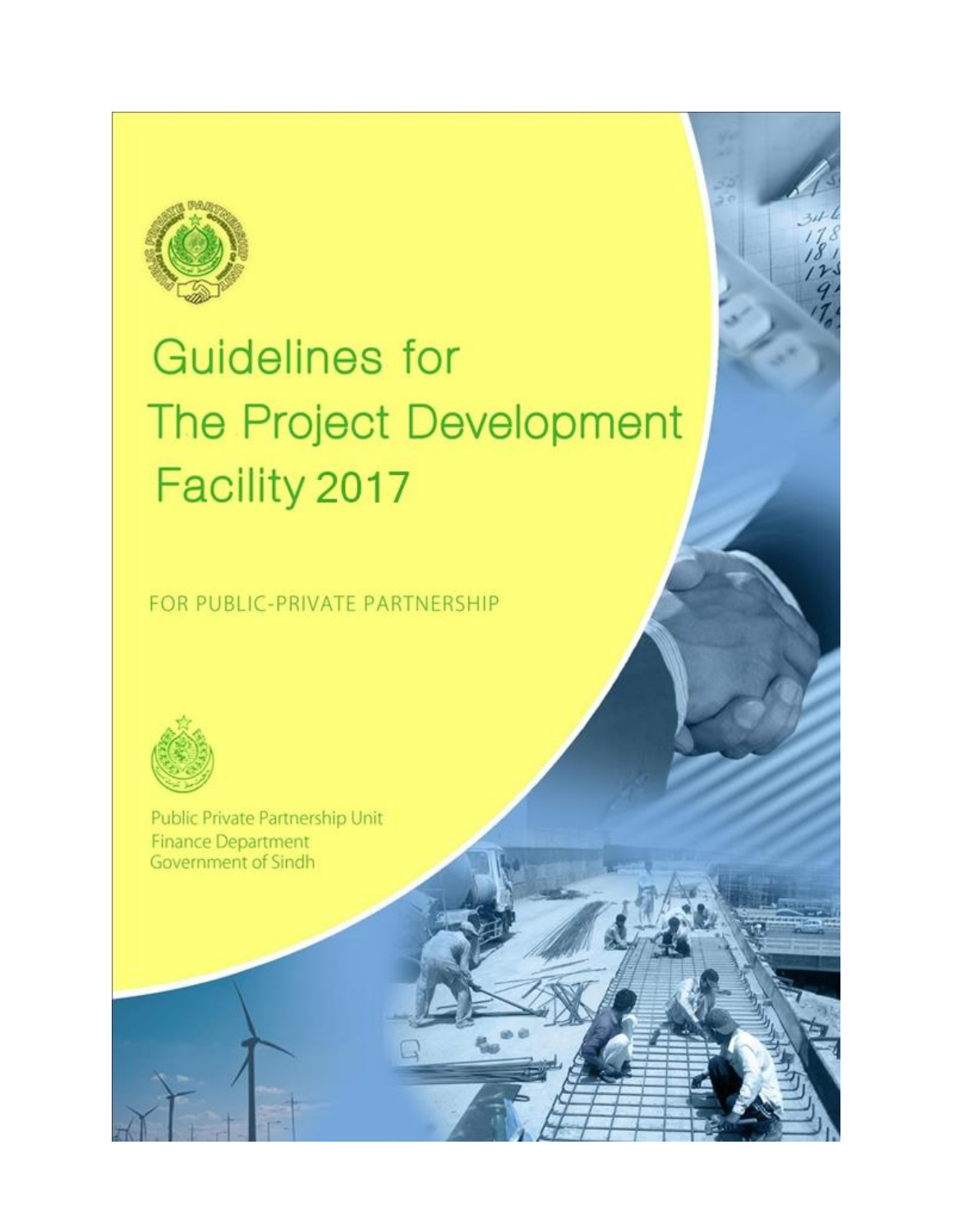# Guidelines for The Project Development Facility 2017

FOR PUBLIC-PRIVATE PARTNERSHIP

Public Private Partnership Unit
Finance Department
Government of Sindh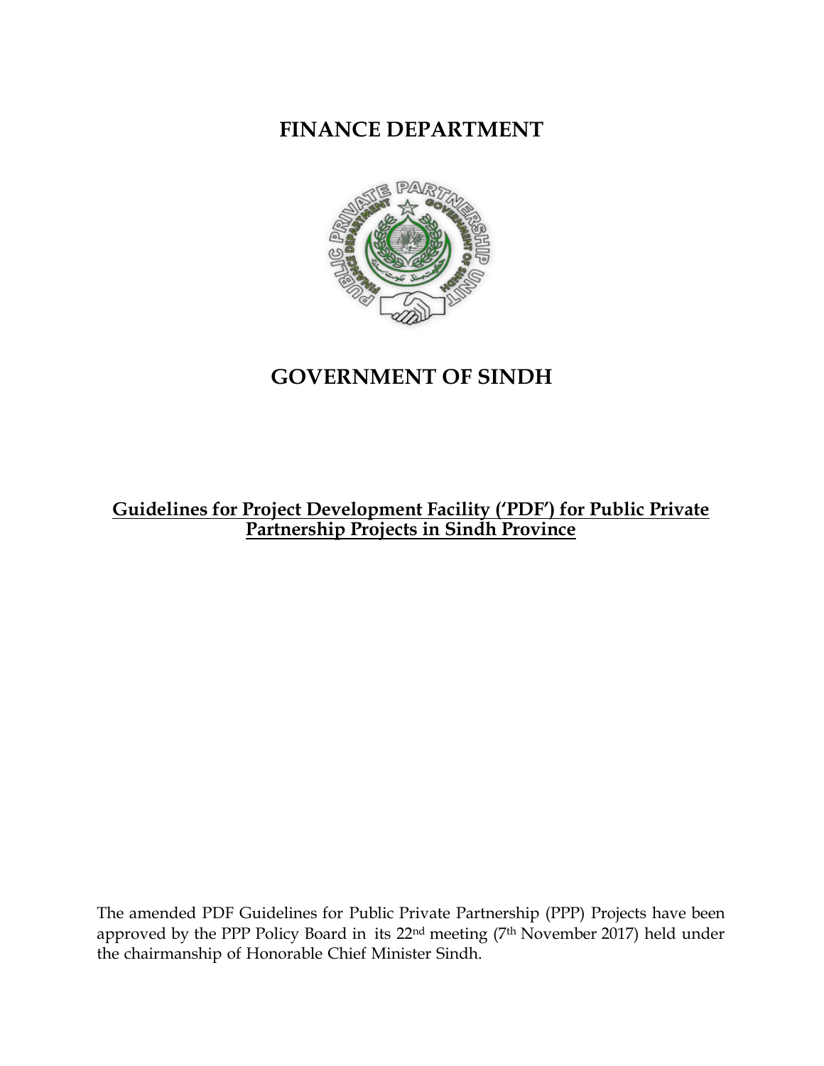# FINANCE DEPARTMENT

# GOVERNMENT OF SINDH

**<u>Guidelines for Project Development Facility ('PDF') for Public Private Partnership Projects in Sindh Province</u>**

The amended PDF Guidelines for Public Private Partnership (PPP) Projects have been approved by the PPP Policy Board in its 22nd meeting (7th November 2017) held under the chairmanship of Honorable Chief Minister Sindh.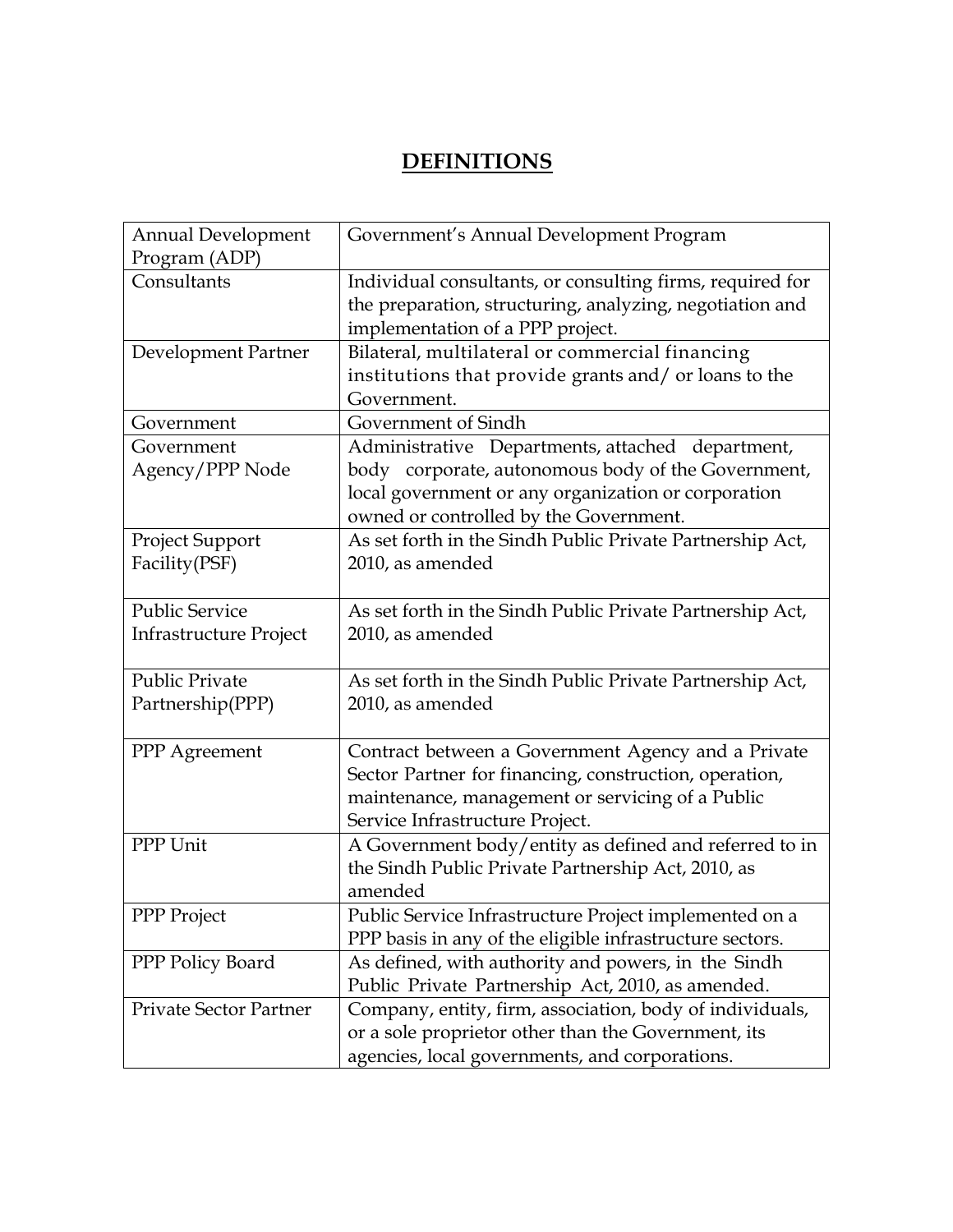# DEFINITIONS

| Term | Definition |
|---|---|
| Annual Development Program (ADP) | Government's Annual Development Program |
| Consultants | Individual consultants, or consulting firms, required for the preparation, structuring, analyzing, negotiation and implementation of a PPP project. |
| Development Partner | Bilateral, multilateral or commercial financing institutions that provide grants and/ or loans to the Government. |
| Government | Government of Sindh |
| Government Agency/PPP Node | Administrative Departments, attached department, body corporate, autonomous body of the Government, local government or any organization or corporation owned or controlled by the Government. |
| Project Support Facility(PSF) | As set forth in the Sindh Public Private Partnership Act, 2010, as amended |
| Public Service Infrastructure Project | As set forth in the Sindh Public Private Partnership Act, 2010, as amended |
| Public Private Partnership(PPP) | As set forth in the Sindh Public Private Partnership Act, 2010, as amended |
| PPP Agreement | Contract between a Government Agency and a Private Sector Partner for financing, construction, operation, maintenance, management or servicing of a Public Service Infrastructure Project. |
| PPP Unit | A Government body/entity as defined and referred to in the Sindh Public Private Partnership Act, 2010, as amended |
| PPP Project | Public Service Infrastructure Project implemented on a PPP basis in any of the eligible infrastructure sectors. |
| PPP Policy Board | As defined, with authority and powers, in the Sindh Public Private Partnership Act, 2010, as amended. |
| Private Sector Partner | Company, entity, firm, association, body of individuals, or a sole proprietor other than the Government, its agencies, local governments, and corporations. |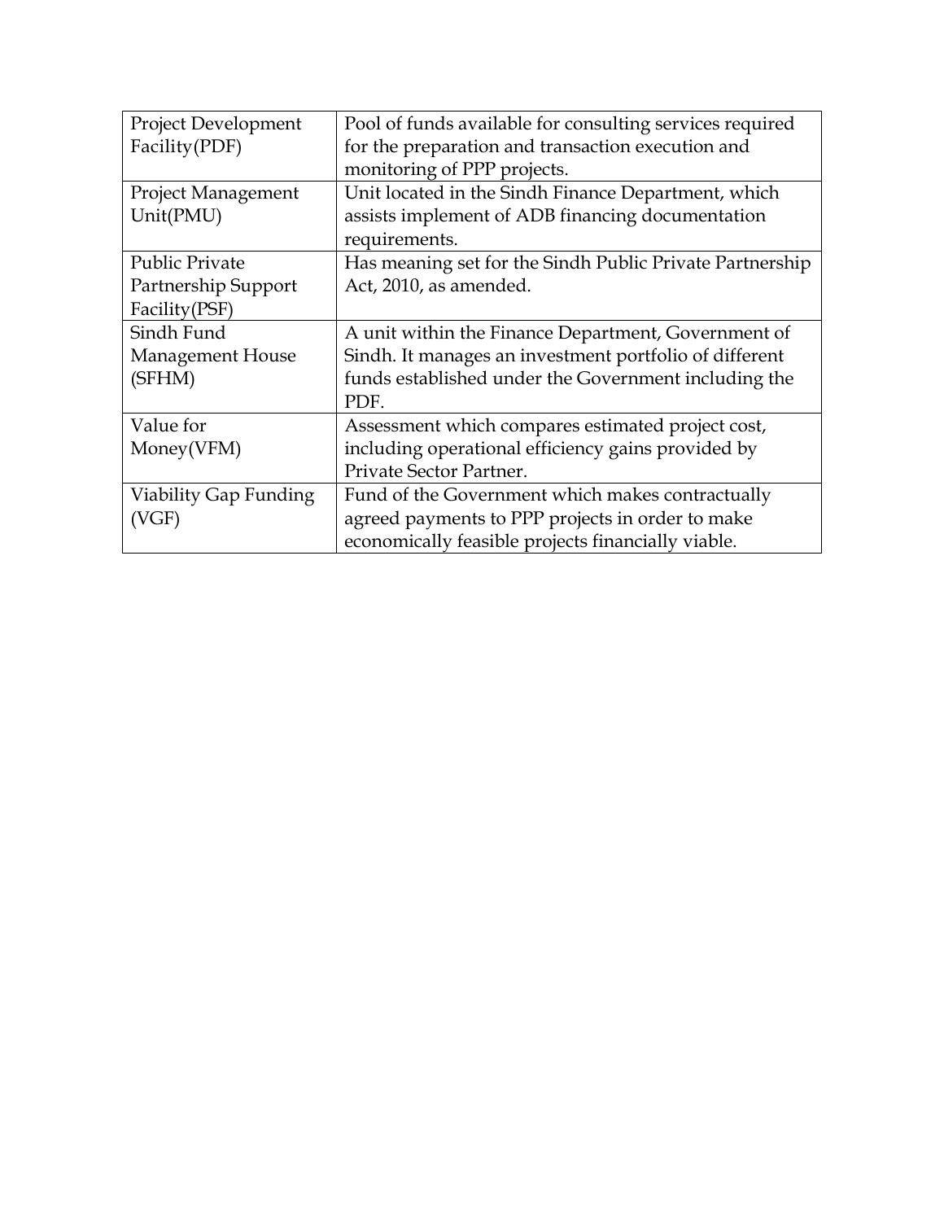| | |
|---|---|
| Project Development Facility(PDF) | Pool of funds available for consulting services required for the preparation and transaction execution and monitoring of PPP projects. |
| Project Management Unit(PMU) | Unit located in the Sindh Finance Department, which assists implement of ADB financing documentation requirements. |
| Public Private Partnership Support Facility(PSF) | Has meaning set for the Sindh Public Private Partnership Act, 2010, as amended. |
| Sindh Fund Management House (SFHM) | A unit within the Finance Department, Government of Sindh. It manages an investment portfolio of different funds established under the Government including the PDF. |
| Value for Money(VFM) | Assessment which compares estimated project cost, including operational efficiency gains provided by Private Sector Partner. |
| Viability Gap Funding (VGF) | Fund of the Government which makes contractually agreed payments to PPP projects in order to make economically feasible projects financially viable. |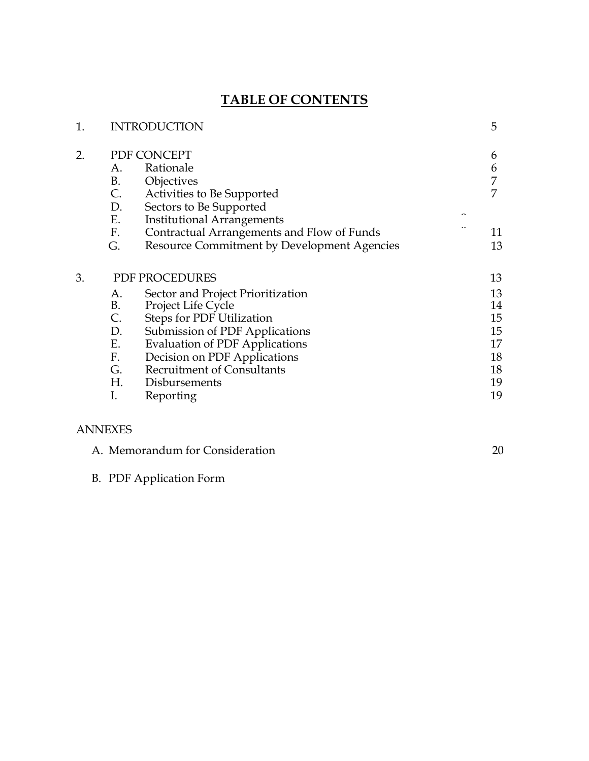# TABLE OF CONTENTS

| | | | |
|---|---|---|---|
| 1. | | INTRODUCTION | 5 |
| 2. | | PDF CONCEPT | 6 |
| | A. | Rationale | 6 |
| | B. | Objectives | 7 |
| | C. | Activities to Be Supported | 7 |
| | D. | Sectors to Be Supported | |
| | E. | Institutional Arrangements | |
| | F. | Contractual Arrangements and Flow of Funds | 11 |
| | G. | Resource Commitment by Development Agencies | 13 |
| 3. | | PDF PROCEDURES | 13 |
| | A. | Sector and Project Prioritization | 13 |
| | B. | Project Life Cycle | 14 |
| | C. | Steps for PDF Utilization | 15 |
| | D. | Submission of PDF Applications | 15 |
| | E. | Evaluation of PDF Applications | 17 |
| | F. | Decision on PDF Applications | 18 |
| | G. | Recruitment of Consultants | 18 |
| | H. | Disbursements | 19 |
| | I. | Reporting | 19 |

ANNEXES

A. Memorandum for Consideration 20

B. PDF Application Form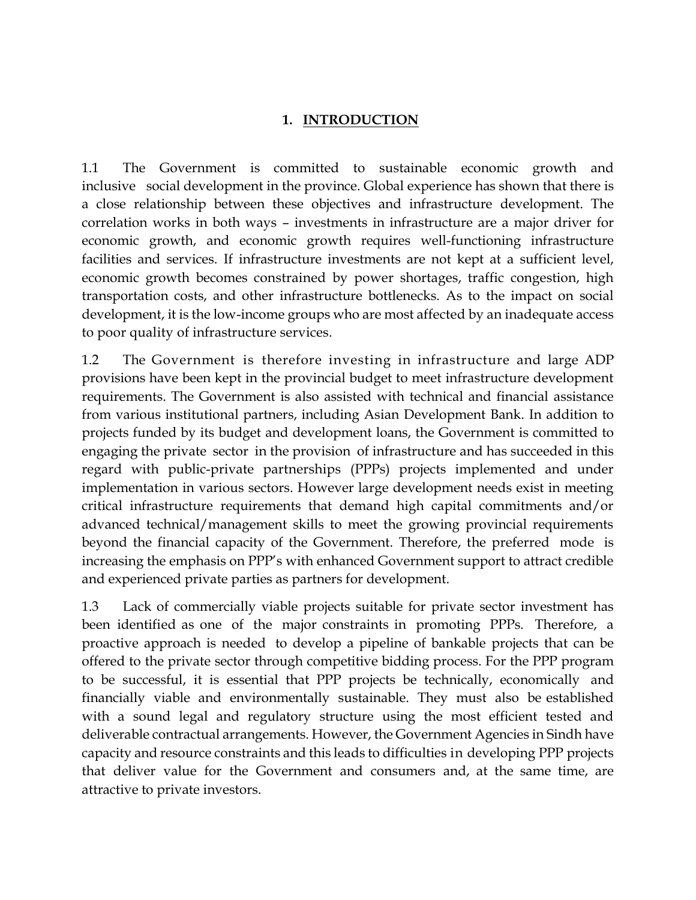# 1. INTRODUCTION

1.1 The Government is committed to sustainable economic growth and inclusive social development in the province. Global experience has shown that there is a close relationship between these objectives and infrastructure development. The correlation works in both ways – investments in infrastructure are a major driver for economic growth, and economic growth requires well-functioning infrastructure facilities and services. If infrastructure investments are not kept at a sufficient level, economic growth becomes constrained by power shortages, traffic congestion, high transportation costs, and other infrastructure bottlenecks. As to the impact on social development, it is the low-income groups who are most affected by an inadequate access to poor quality of infrastructure services.

1.2 The Government is therefore investing in infrastructure and large ADP provisions have been kept in the provincial budget to meet infrastructure development requirements. The Government is also assisted with technical and financial assistance from various institutional partners, including Asian Development Bank. In addition to projects funded by its budget and development loans, the Government is committed to engaging the private sector in the provision of infrastructure and has succeeded in this regard with public-private partnerships (PPPs) projects implemented and under implementation in various sectors. However large development needs exist in meeting critical infrastructure requirements that demand high capital commitments and/or advanced technical/management skills to meet the growing provincial requirements beyond the financial capacity of the Government. Therefore, the preferred mode is increasing the emphasis on PPP's with enhanced Government support to attract credible and experienced private parties as partners for development.

1.3 Lack of commercially viable projects suitable for private sector investment has been identified as one of the major constraints in promoting PPPs. Therefore, a proactive approach is needed to develop a pipeline of bankable projects that can be offered to the private sector through competitive bidding process. For the PPP program to be successful, it is essential that PPP projects be technically, economically and financially viable and environmentally sustainable. They must also be established with a sound legal and regulatory structure using the most efficient tested and deliverable contractual arrangements. However, the Government Agencies in Sindh have capacity and resource constraints and this leads to difficulties in developing PPP projects that deliver value for the Government and consumers and, at the same time, are attractive to private investors.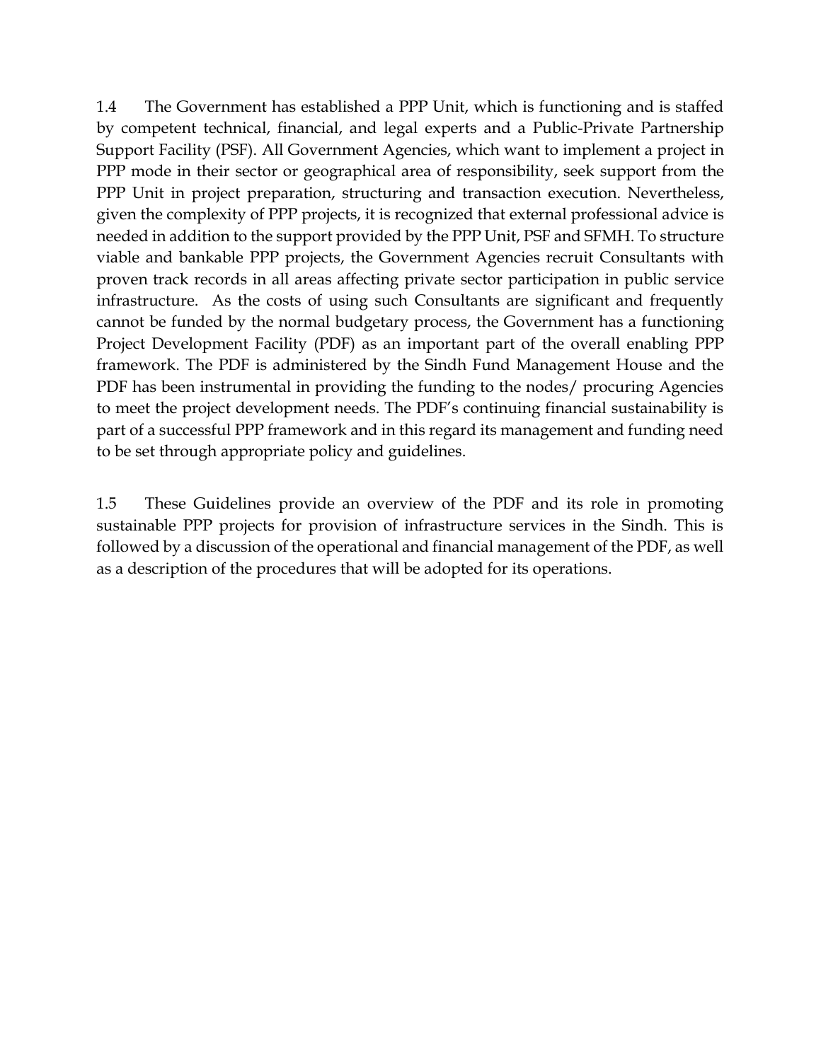1.4 The Government has established a PPP Unit, which is functioning and is staffed by competent technical, financial, and legal experts and a Public-Private Partnership Support Facility (PSF). All Government Agencies, which want to implement a project in PPP mode in their sector or geographical area of responsibility, seek support from the PPP Unit in project preparation, structuring and transaction execution. Nevertheless, given the complexity of PPP projects, it is recognized that external professional advice is needed in addition to the support provided by the PPP Unit, PSF and SFMH. To structure viable and bankable PPP projects, the Government Agencies recruit Consultants with proven track records in all areas affecting private sector participation in public service infrastructure. As the costs of using such Consultants are significant and frequently cannot be funded by the normal budgetary process, the Government has a functioning Project Development Facility (PDF) as an important part of the overall enabling PPP framework. The PDF is administered by the Sindh Fund Management House and the PDF has been instrumental in providing the funding to the nodes/ procuring Agencies to meet the project development needs. The PDF's continuing financial sustainability is part of a successful PPP framework and in this regard its management and funding need to be set through appropriate policy and guidelines.

1.5 These Guidelines provide an overview of the PDF and its role in promoting sustainable PPP projects for provision of infrastructure services in the Sindh. This is followed by a discussion of the operational and financial management of the PDF, as well as a description of the procedures that will be adopted for its operations.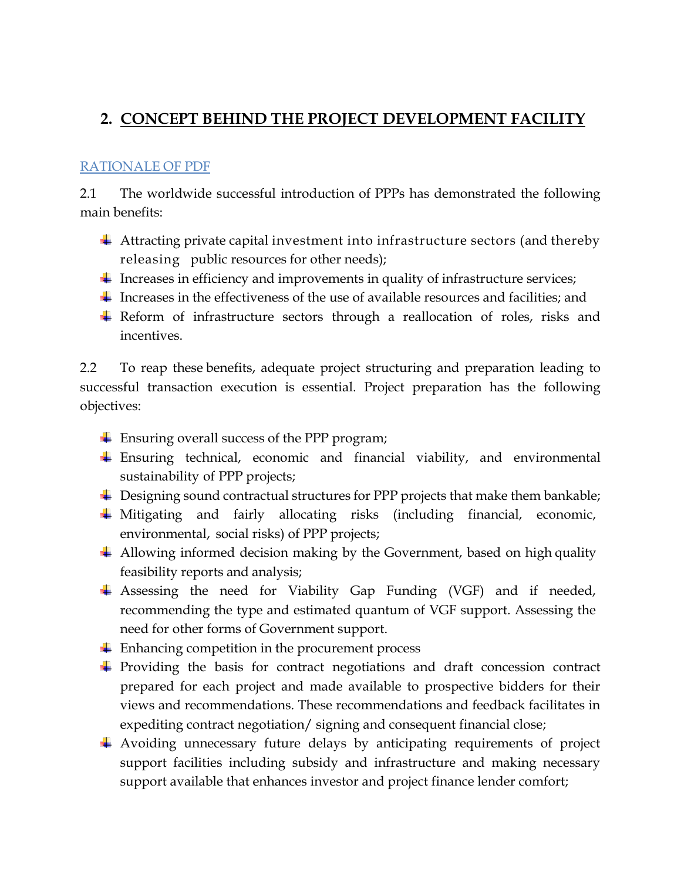## 2. CONCEPT BEHIND THE PROJECT DEVELOPMENT FACILITY

### RATIONALE OF PDF

2.1 The worldwide successful introduction of PPPs has demonstrated the following main benefits:

- Attracting private capital investment into infrastructure sectors (and thereby releasing public resources for other needs);
- Increases in efficiency and improvements in quality of infrastructure services;
- Increases in the effectiveness of the use of available resources and facilities; and
- Reform of infrastructure sectors through a reallocation of roles, risks and incentives.

2.2 To reap these benefits, adequate project structuring and preparation leading to successful transaction execution is essential. Project preparation has the following objectives:

- Ensuring overall success of the PPP program;
- Ensuring technical, economic and financial viability, and environmental sustainability of PPP projects;
- Designing sound contractual structures for PPP projects that make them bankable;
- Mitigating and fairly allocating risks (including financial, economic, environmental, social risks) of PPP projects;
- Allowing informed decision making by the Government, based on high quality feasibility reports and analysis;
- Assessing the need for Viability Gap Funding (VGF) and if needed, recommending the type and estimated quantum of VGF support. Assessing the need for other forms of Government support.
- Enhancing competition in the procurement process
- Providing the basis for contract negotiations and draft concession contract prepared for each project and made available to prospective bidders for their views and recommendations. These recommendations and feedback facilitates in expediting contract negotiation/ signing and consequent financial close;
- Avoiding unnecessary future delays by anticipating requirements of project support facilities including subsidy and infrastructure and making necessary support available that enhances investor and project finance lender comfort;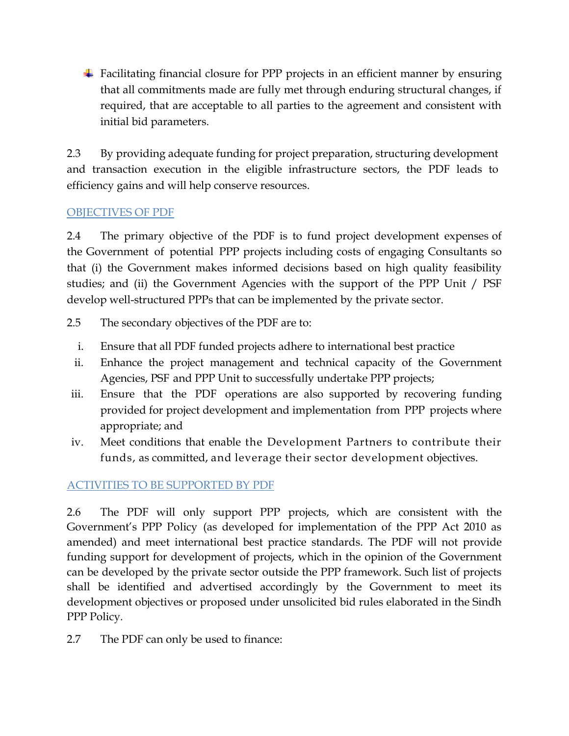- Facilitating financial closure for PPP projects in an efficient manner by ensuring that all commitments made are fully met through enduring structural changes, if required, that are acceptable to all parties to the agreement and consistent with initial bid parameters.

2.3 By providing adequate funding for project preparation, structuring development and transaction execution in the eligible infrastructure sectors, the PDF leads to efficiency gains and will help conserve resources.

## OBJECTIVES OF PDF

2.4 The primary objective of the PDF is to fund project development expenses of the Government of potential PPP projects including costs of engaging Consultants so that (i) the Government makes informed decisions based on high quality feasibility studies; and (ii) the Government Agencies with the support of the PPP Unit / PSF develop well-structured PPPs that can be implemented by the private sector.

2.5 The secondary objectives of the PDF are to:

i. Ensure that all PDF funded projects adhere to international best practice
ii. Enhance the project management and technical capacity of the Government Agencies, PSF and PPP Unit to successfully undertake PPP projects;
iii. Ensure that the PDF operations are also supported by recovering funding provided for project development and implementation from PPP projects where appropriate; and
iv. Meet conditions that enable the Development Partners to contribute their funds, as committed, and leverage their sector development objectives.

## ACTIVITIES TO BE SUPPORTED BY PDF

2.6 The PDF will only support PPP projects, which are consistent with the Government's PPP Policy (as developed for implementation of the PPP Act 2010 as amended) and meet international best practice standards. The PDF will not provide funding support for development of projects, which in the opinion of the Government can be developed by the private sector outside the PPP framework. Such list of projects shall be identified and advertised accordingly by the Government to meet its development objectives or proposed under unsolicited bid rules elaborated in the Sindh PPP Policy.

2.7 The PDF can only be used to finance: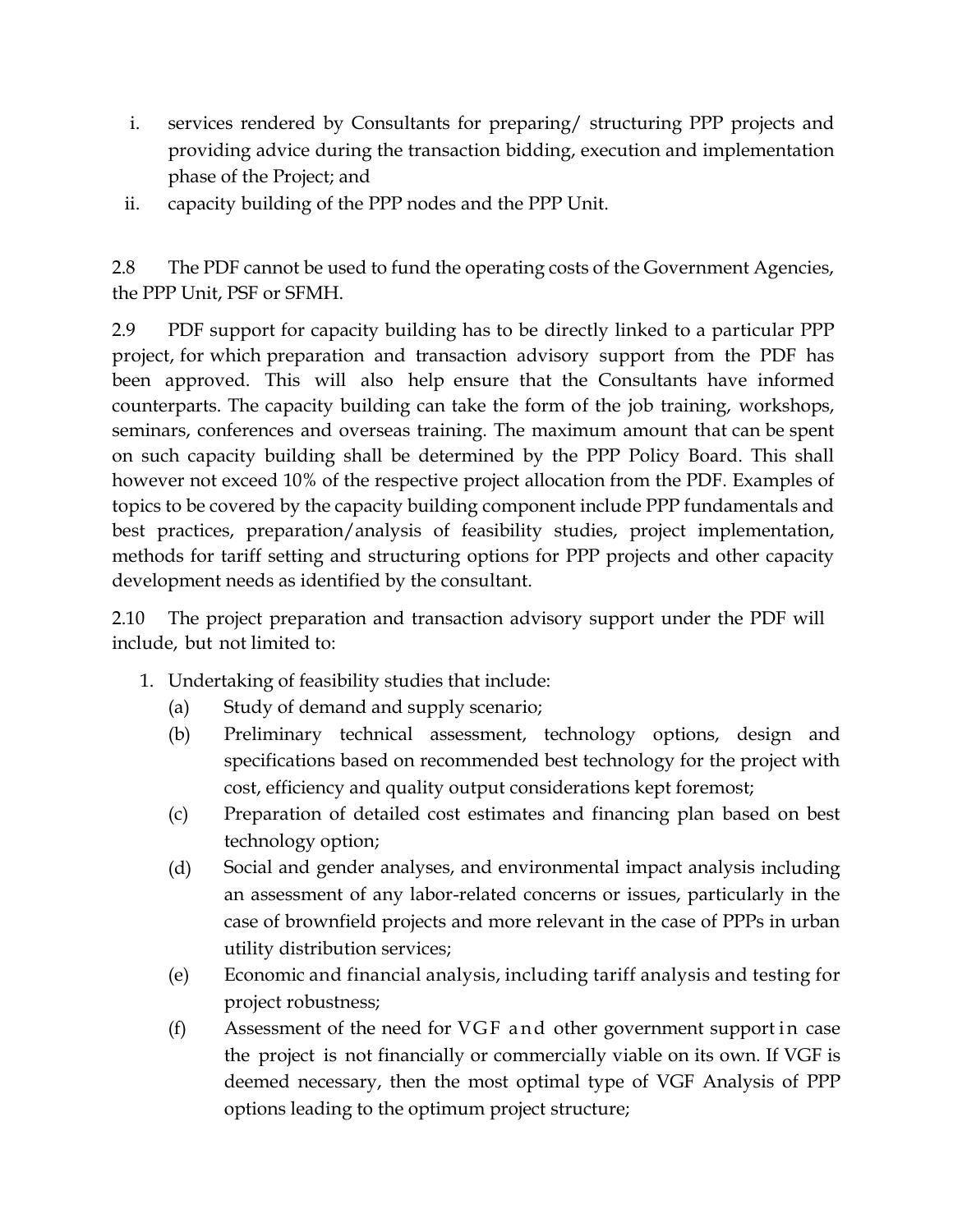i. services rendered by Consultants for preparing/ structuring PPP projects and providing advice during the transaction bidding, execution and implementation phase of the Project; and
ii. capacity building of the PPP nodes and the PPP Unit.

2.8 The PDF cannot be used to fund the operating costs of the Government Agencies, the PPP Unit, PSF or SFMH.

2.9 PDF support for capacity building has to be directly linked to a particular PPP project, for which preparation and transaction advisory support from the PDF has been approved. This will also help ensure that the Consultants have informed counterparts. The capacity building can take the form of the job training, workshops, seminars, conferences and overseas training. The maximum amount that can be spent on such capacity building shall be determined by the PPP Policy Board. This shall however not exceed 10% of the respective project allocation from the PDF. Examples of topics to be covered by the capacity building component include PPP fundamentals and best practices, preparation/analysis of feasibility studies, project implementation, methods for tariff setting and structuring options for PPP projects and other capacity development needs as identified by the consultant.

2.10 The project preparation and transaction advisory support under the PDF will include, but not limited to:

1. Undertaking of feasibility studies that include:
   (a) Study of demand and supply scenario;
   (b) Preliminary technical assessment, technology options, design and specifications based on recommended best technology for the project with cost, efficiency and quality output considerations kept foremost;
   (c) Preparation of detailed cost estimates and financing plan based on best technology option;
   (d) Social and gender analyses, and environmental impact analysis including an assessment of any labor-related concerns or issues, particularly in the case of brownfield projects and more relevant in the case of PPPs in urban utility distribution services;
   (e) Economic and financial analysis, including tariff analysis and testing for project robustness;
   (f) Assessment of the need for VGF and other government support in case the project is not financially or commercially viable on its own. If VGF is deemed necessary, then the most optimal type of VGF Analysis of PPP options leading to the optimum project structure;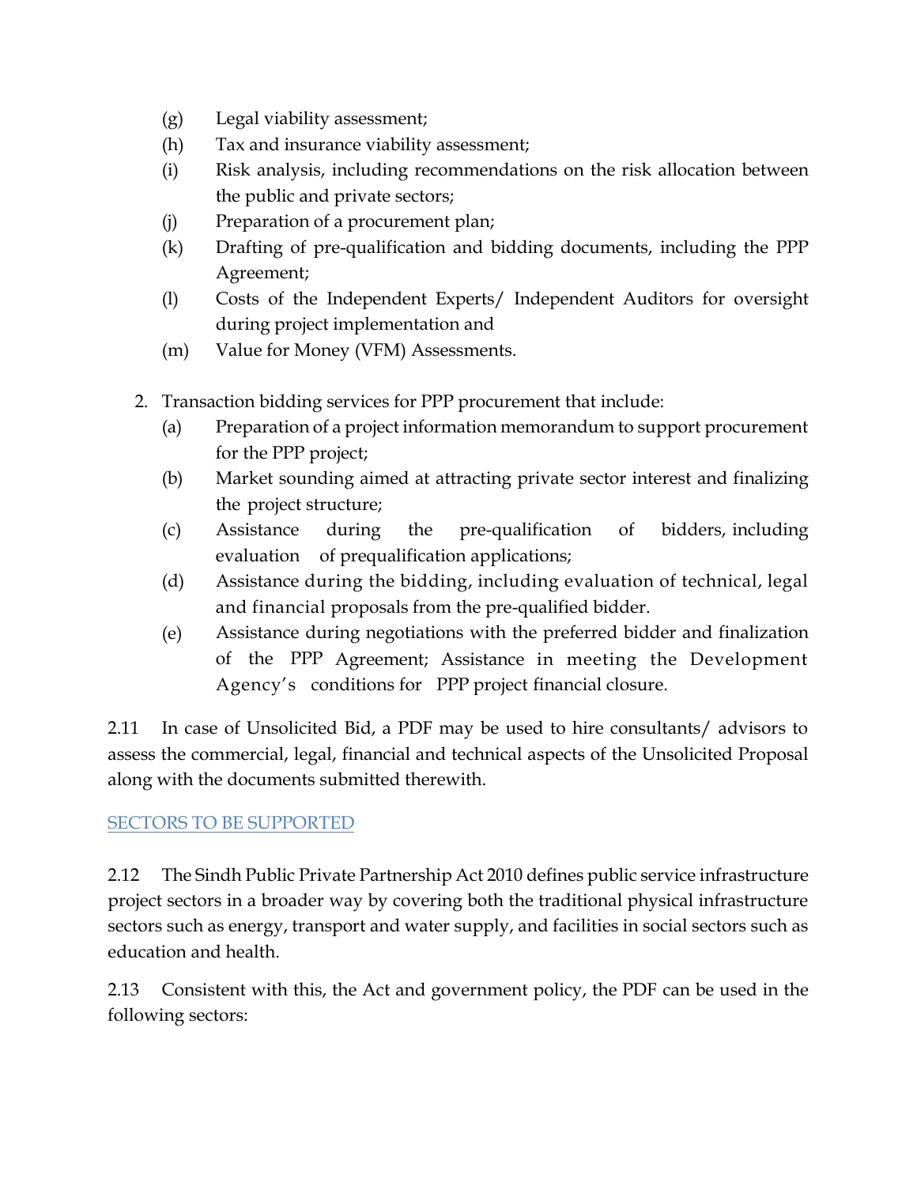(g) Legal viability assessment;

(h) Tax and insurance viability assessment;

(i) Risk analysis, including recommendations on the risk allocation between the public and private sectors;

(j) Preparation of a procurement plan;

(k) Drafting of pre-qualification and bidding documents, including the PPP Agreement;

(l) Costs of the Independent Experts/ Independent Auditors for oversight during project implementation and

(m) Value for Money (VFM) Assessments.

2. Transaction bidding services for PPP procurement that include:

   (a) Preparation of a project information memorandum to support procurement for the PPP project;

   (b) Market sounding aimed at attracting private sector interest and finalizing the project structure;

   (c) Assistance during the pre-qualification of bidders, including evaluation of prequalification applications;

   (d) Assistance during the bidding, including evaluation of technical, legal and financial proposals from the pre-qualified bidder.

   (e) Assistance during negotiations with the preferred bidder and finalization of the PPP Agreement; Assistance in meeting the Development Agency's conditions for PPP project financial closure.

2.11 In case of Unsolicited Bid, a PDF may be used to hire consultants/ advisors to assess the commercial, legal, financial and technical aspects of the Unsolicited Proposal along with the documents submitted therewith.

## SECTORS TO BE SUPPORTED

2.12 The Sindh Public Private Partnership Act 2010 defines public service infrastructure project sectors in a broader way by covering both the traditional physical infrastructure sectors such as energy, transport and water supply, and facilities in social sectors such as education and health.

2.13 Consistent with this, the Act and government policy, the PDF can be used in the following sectors: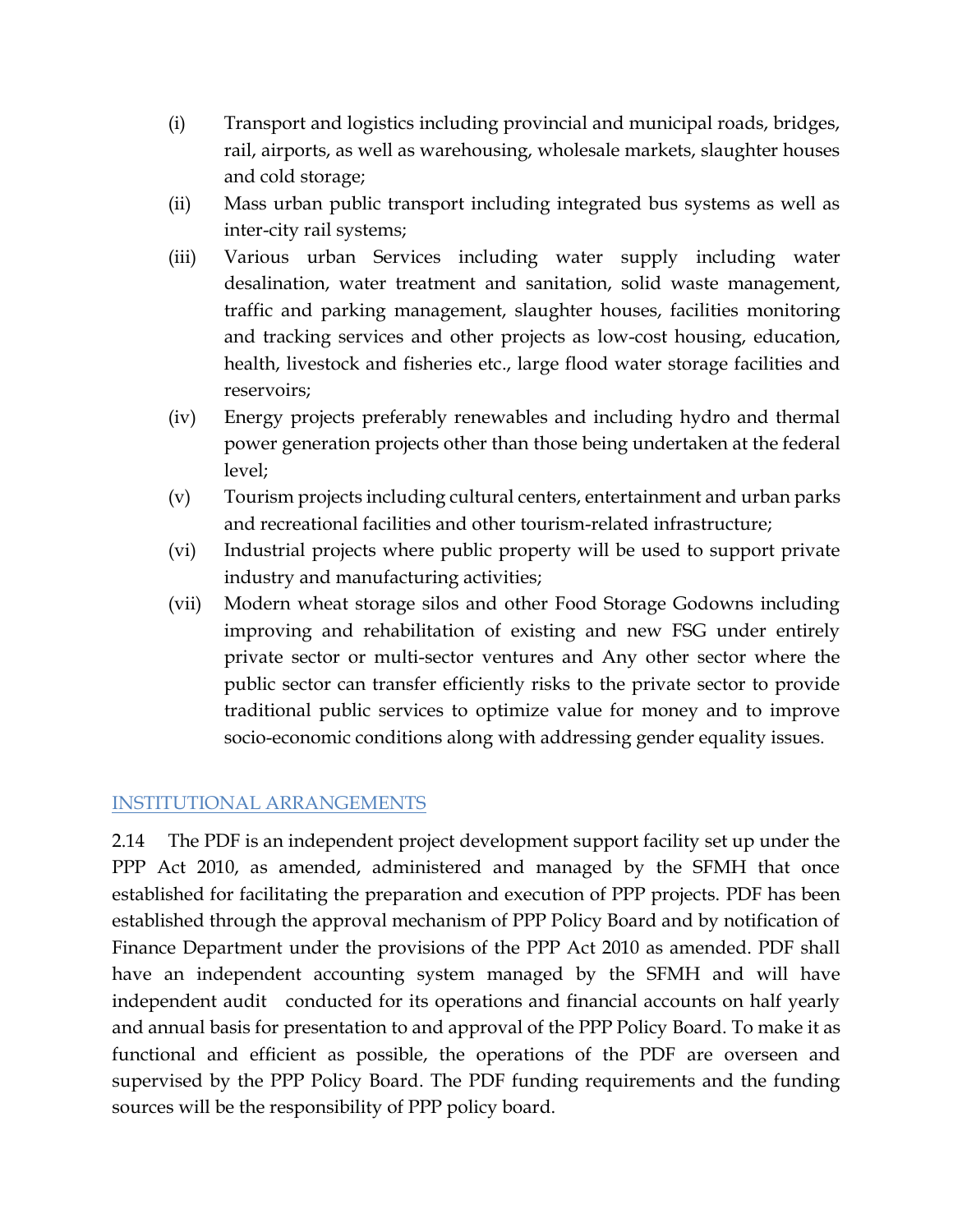(i) Transport and logistics including provincial and municipal roads, bridges, rail, airports, as well as warehousing, wholesale markets, slaughter houses and cold storage;

(ii) Mass urban public transport including integrated bus systems as well as inter-city rail systems;

(iii) Various urban Services including water supply including water desalination, water treatment and sanitation, solid waste management, traffic and parking management, slaughter houses, facilities monitoring and tracking services and other projects as low-cost housing, education, health, livestock and fisheries etc., large flood water storage facilities and reservoirs;

(iv) Energy projects preferably renewables and including hydro and thermal power generation projects other than those being undertaken at the federal level;

(v) Tourism projects including cultural centers, entertainment and urban parks and recreational facilities and other tourism-related infrastructure;

(vi) Industrial projects where public property will be used to support private industry and manufacturing activities;

(vii) Modern wheat storage silos and other Food Storage Godowns including improving and rehabilitation of existing and new FSG under entirely private sector or multi-sector ventures and Any other sector where the public sector can transfer efficiently risks to the private sector to provide traditional public services to optimize value for money and to improve socio-economic conditions along with addressing gender equality issues.

## INSTITUTIONAL ARRANGEMENTS

2.14 The PDF is an independent project development support facility set up under the PPP Act 2010, as amended, administered and managed by the SFMH that once established for facilitating the preparation and execution of PPP projects. PDF has been established through the approval mechanism of PPP Policy Board and by notification of Finance Department under the provisions of the PPP Act 2010 as amended. PDF shall have an independent accounting system managed by the SFMH and will have independent audit conducted for its operations and financial accounts on half yearly and annual basis for presentation to and approval of the PPP Policy Board. To make it as functional and efficient as possible, the operations of the PDF are overseen and supervised by the PPP Policy Board. The PDF funding requirements and the funding sources will be the responsibility of PPP policy board.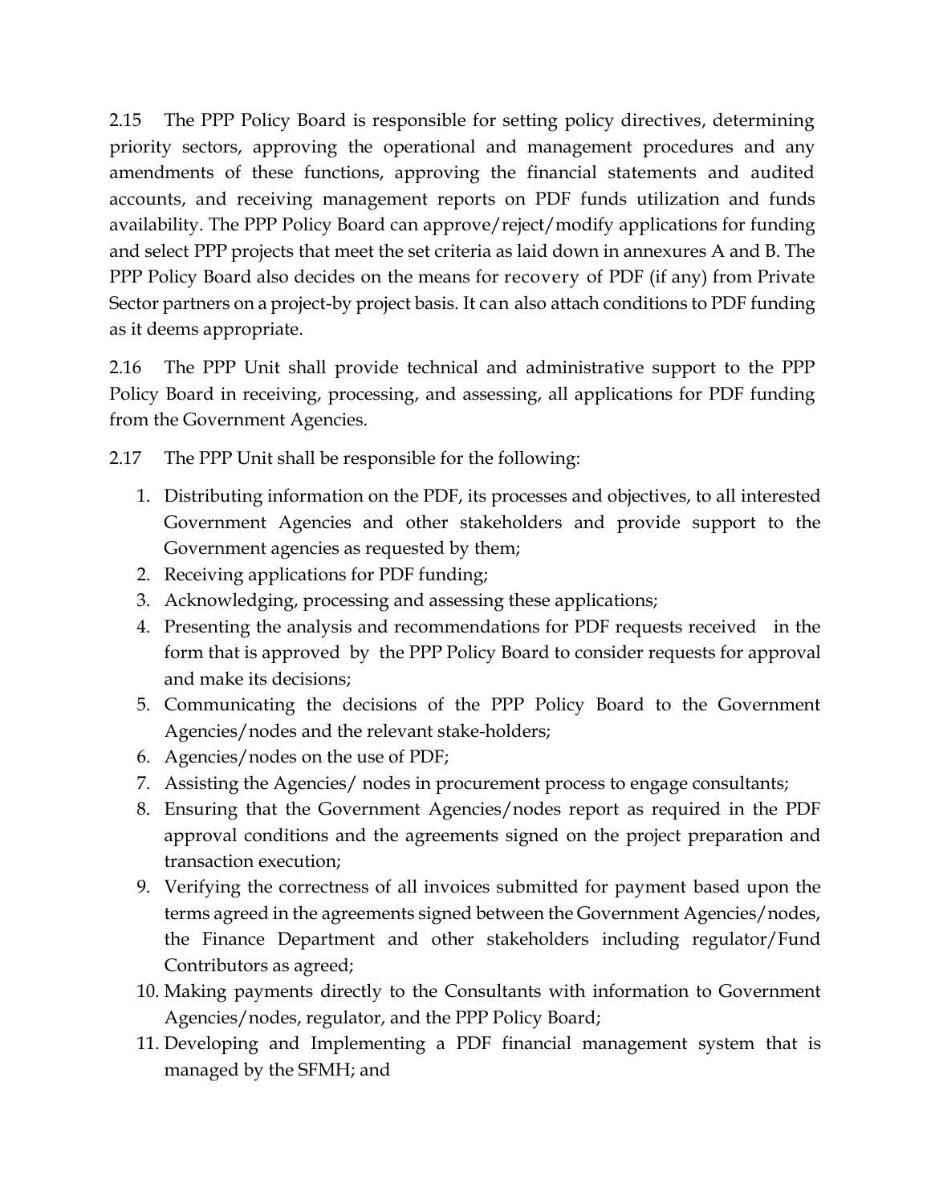2.15 The PPP Policy Board is responsible for setting policy directives, determining priority sectors, approving the operational and management procedures and any amendments of these functions, approving the financial statements and audited accounts, and receiving management reports on PDF funds utilization and funds availability. The PPP Policy Board can approve/reject/modify applications for funding and select PPP projects that meet the set criteria as laid down in annexures A and B. The PPP Policy Board also decides on the means for recovery of PDF (if any) from Private Sector partners on a project-by project basis. It can also attach conditions to PDF funding as it deems appropriate.

2.16 The PPP Unit shall provide technical and administrative support to the PPP Policy Board in receiving, processing, and assessing, all applications for PDF funding from the Government Agencies.

2.17 The PPP Unit shall be responsible for the following:

1. Distributing information on the PDF, its processes and objectives, to all interested Government Agencies and other stakeholders and provide support to the Government agencies as requested by them;
2. Receiving applications for PDF funding;
3. Acknowledging, processing and assessing these applications;
4. Presenting the analysis and recommendations for PDF requests received in the form that is approved by the PPP Policy Board to consider requests for approval and make its decisions;
5. Communicating the decisions of the PPP Policy Board to the Government Agencies/nodes and the relevant stake-holders;
6. Agencies/nodes on the use of PDF;
7. Assisting the Agencies/ nodes in procurement process to engage consultants;
8. Ensuring that the Government Agencies/nodes report as required in the PDF approval conditions and the agreements signed on the project preparation and transaction execution;
9. Verifying the correctness of all invoices submitted for payment based upon the terms agreed in the agreements signed between the Government Agencies/nodes, the Finance Department and other stakeholders including regulator/Fund Contributors as agreed;
10. Making payments directly to the Consultants with information to Government Agencies/nodes, regulator, and the PPP Policy Board;
11. Developing and Implementing a PDF financial management system that is managed by the SFMH; and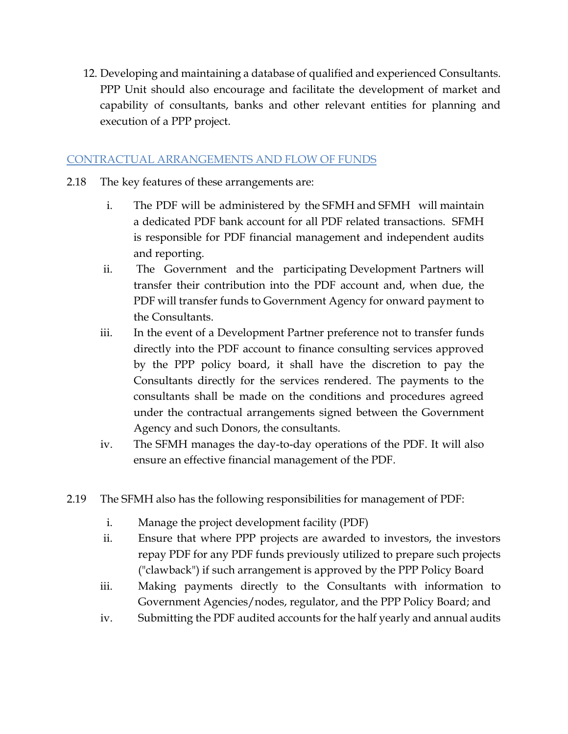12. Developing and maintaining a database of qualified and experienced Consultants. PPP Unit should also encourage and facilitate the development of market and capability of consultants, banks and other relevant entities for planning and execution of a PPP project.

## CONTRACTUAL ARRANGEMENTS AND FLOW OF FUNDS

2.18 The key features of these arrangements are:

i. The PDF will be administered by the SFMH and SFMH will maintain a dedicated PDF bank account for all PDF related transactions. SFMH is responsible for PDF financial management and independent audits and reporting.

ii. The Government and the participating Development Partners will transfer their contribution into the PDF account and, when due, the PDF will transfer funds to Government Agency for onward payment to the Consultants.

iii. In the event of a Development Partner preference not to transfer funds directly into the PDF account to finance consulting services approved by the PPP policy board, it shall have the discretion to pay the Consultants directly for the services rendered. The payments to the consultants shall be made on the conditions and procedures agreed under the contractual arrangements signed between the Government Agency and such Donors, the consultants.

iv. The SFMH manages the day-to-day operations of the PDF. It will also ensure an effective financial management of the PDF.

2.19 The SFMH also has the following responsibilities for management of PDF:

i. Manage the project development facility (PDF)

ii. Ensure that where PPP projects are awarded to investors, the investors repay PDF for any PDF funds previously utilized to prepare such projects ("clawback") if such arrangement is approved by the PPP Policy Board

iii. Making payments directly to the Consultants with information to Government Agencies/nodes, regulator, and the PPP Policy Board; and

iv. Submitting the PDF audited accounts for the half yearly and annual audits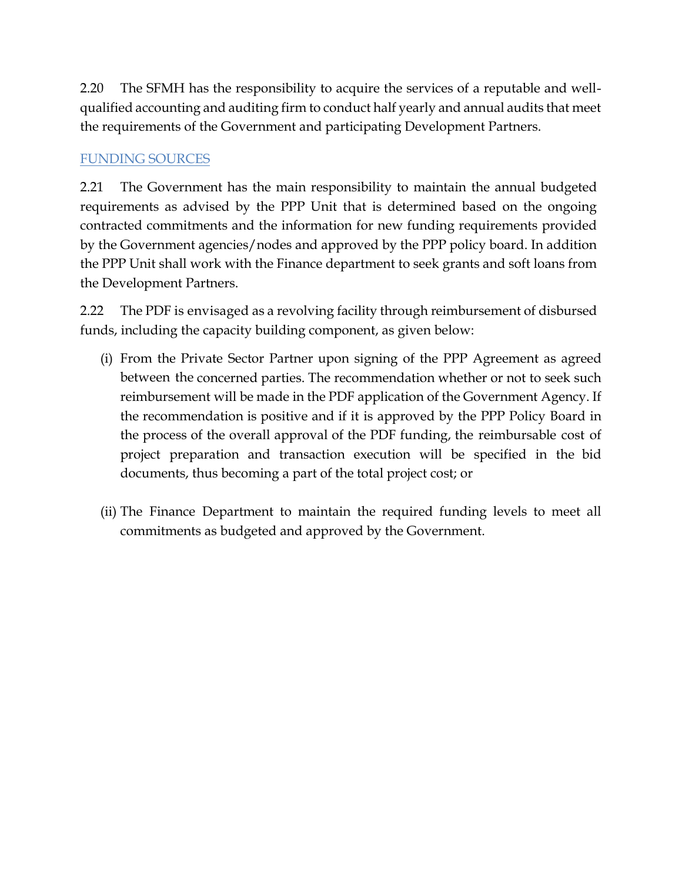2.20 The SFMH has the responsibility to acquire the services of a reputable and well-qualified accounting and auditing firm to conduct half yearly and annual audits that meet the requirements of the Government and participating Development Partners.

## FUNDING SOURCES

2.21 The Government has the main responsibility to maintain the annual budgeted requirements as advised by the PPP Unit that is determined based on the ongoing contracted commitments and the information for new funding requirements provided by the Government agencies/nodes and approved by the PPP policy board. In addition the PPP Unit shall work with the Finance department to seek grants and soft loans from the Development Partners.

2.22 The PDF is envisaged as a revolving facility through reimbursement of disbursed funds, including the capacity building component, as given below:

(i) From the Private Sector Partner upon signing of the PPP Agreement as agreed between the concerned parties. The recommendation whether or not to seek such reimbursement will be made in the PDF application of the Government Agency. If the recommendation is positive and if it is approved by the PPP Policy Board in the process of the overall approval of the PDF funding, the reimbursable cost of project preparation and transaction execution will be specified in the bid documents, thus becoming a part of the total project cost; or

(ii) The Finance Department to maintain the required funding levels to meet all commitments as budgeted and approved by the Government.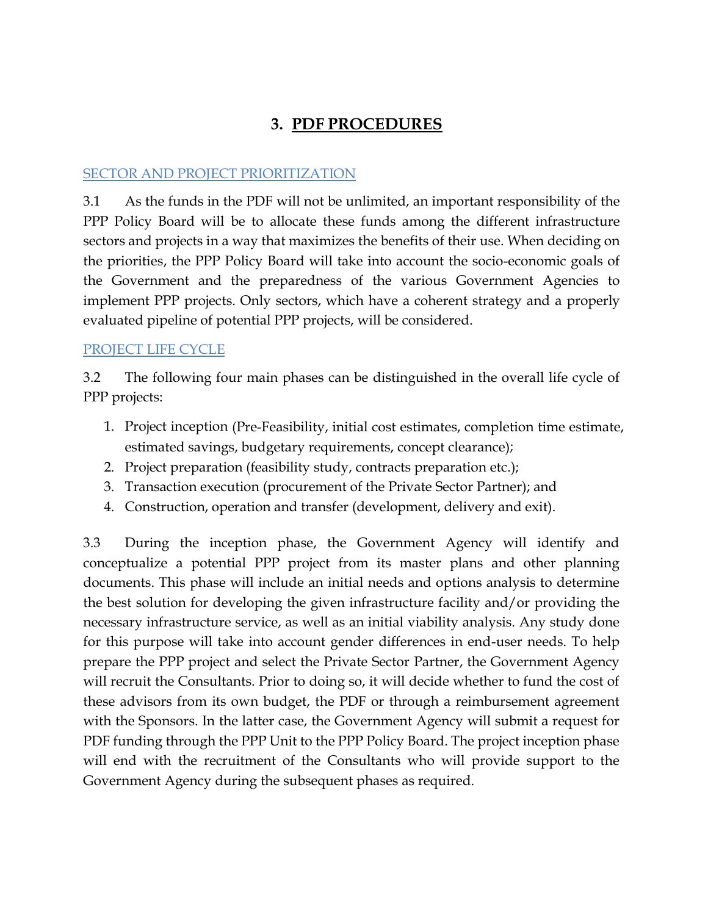# 3. PDF PROCEDURES

## SECTOR AND PROJECT PRIORITIZATION

3.1 As the funds in the PDF will not be unlimited, an important responsibility of the PPP Policy Board will be to allocate these funds among the different infrastructure sectors and projects in a way that maximizes the benefits of their use. When deciding on the priorities, the PPP Policy Board will take into account the socio-economic goals of the Government and the preparedness of the various Government Agencies to implement PPP projects. Only sectors, which have a coherent strategy and a properly evaluated pipeline of potential PPP projects, will be considered.

## PROJECT LIFE CYCLE

3.2 The following four main phases can be distinguished in the overall life cycle of PPP projects:

1. Project inception (Pre-Feasibility, initial cost estimates, completion time estimate, estimated savings, budgetary requirements, concept clearance);
2. Project preparation (feasibility study, contracts preparation etc.);
3. Transaction execution (procurement of the Private Sector Partner); and
4. Construction, operation and transfer (development, delivery and exit).

3.3 During the inception phase, the Government Agency will identify and conceptualize a potential PPP project from its master plans and other planning documents. This phase will include an initial needs and options analysis to determine the best solution for developing the given infrastructure facility and/or providing the necessary infrastructure service, as well as an initial viability analysis. Any study done for this purpose will take into account gender differences in end-user needs. To help prepare the PPP project and select the Private Sector Partner, the Government Agency will recruit the Consultants. Prior to doing so, it will decide whether to fund the cost of these advisors from its own budget, the PDF or through a reimbursement agreement with the Sponsors. In the latter case, the Government Agency will submit a request for PDF funding through the PPP Unit to the PPP Policy Board. The project inception phase will end with the recruitment of the Consultants who will provide support to the Government Agency during the subsequent phases as required.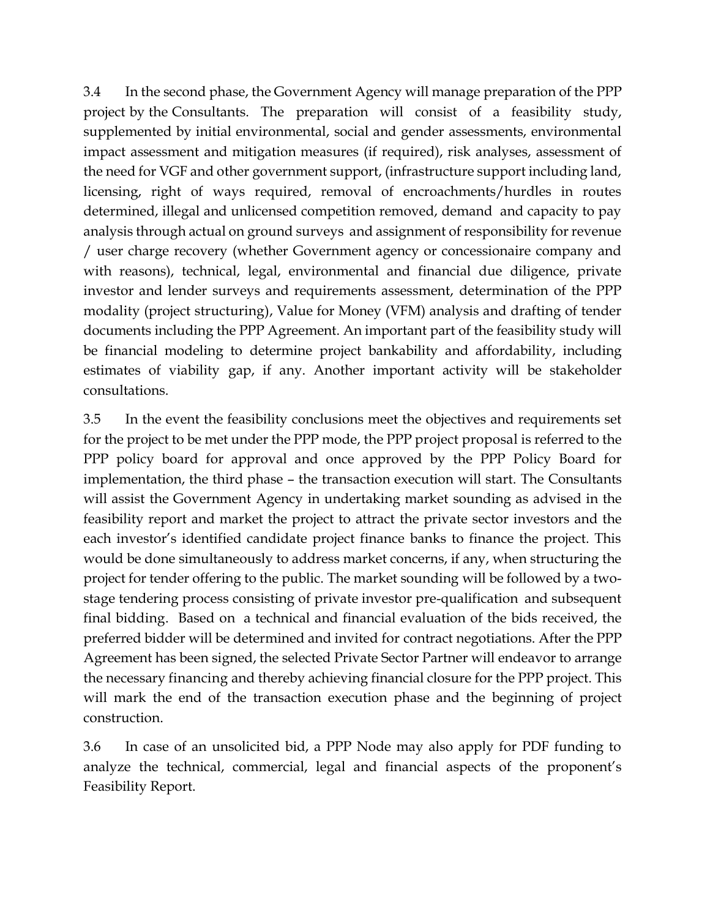3.4 In the second phase, the Government Agency will manage preparation of the PPP project by the Consultants. The preparation will consist of a feasibility study, supplemented by initial environmental, social and gender assessments, environmental impact assessment and mitigation measures (if required), risk analyses, assessment of the need for VGF and other government support, (infrastructure support including land, licensing, right of ways required, removal of encroachments/hurdles in routes determined, illegal and unlicensed competition removed, demand and capacity to pay analysis through actual on ground surveys and assignment of responsibility for revenue / user charge recovery (whether Government agency or concessionaire company and with reasons), technical, legal, environmental and financial due diligence, private investor and lender surveys and requirements assessment, determination of the PPP modality (project structuring), Value for Money (VFM) analysis and drafting of tender documents including the PPP Agreement. An important part of the feasibility study will be financial modeling to determine project bankability and affordability, including estimates of viability gap, if any. Another important activity will be stakeholder consultations.

3.5 In the event the feasibility conclusions meet the objectives and requirements set for the project to be met under the PPP mode, the PPP project proposal is referred to the PPP policy board for approval and once approved by the PPP Policy Board for implementation, the third phase – the transaction execution will start. The Consultants will assist the Government Agency in undertaking market sounding as advised in the feasibility report and market the project to attract the private sector investors and the each investor's identified candidate project finance banks to finance the project. This would be done simultaneously to address market concerns, if any, when structuring the project for tender offering to the public. The market sounding will be followed by a two-stage tendering process consisting of private investor pre-qualification and subsequent final bidding. Based on a technical and financial evaluation of the bids received, the preferred bidder will be determined and invited for contract negotiations. After the PPP Agreement has been signed, the selected Private Sector Partner will endeavor to arrange the necessary financing and thereby achieving financial closure for the PPP project. This will mark the end of the transaction execution phase and the beginning of project construction.

3.6 In case of an unsolicited bid, a PPP Node may also apply for PDF funding to analyze the technical, commercial, legal and financial aspects of the proponent's Feasibility Report.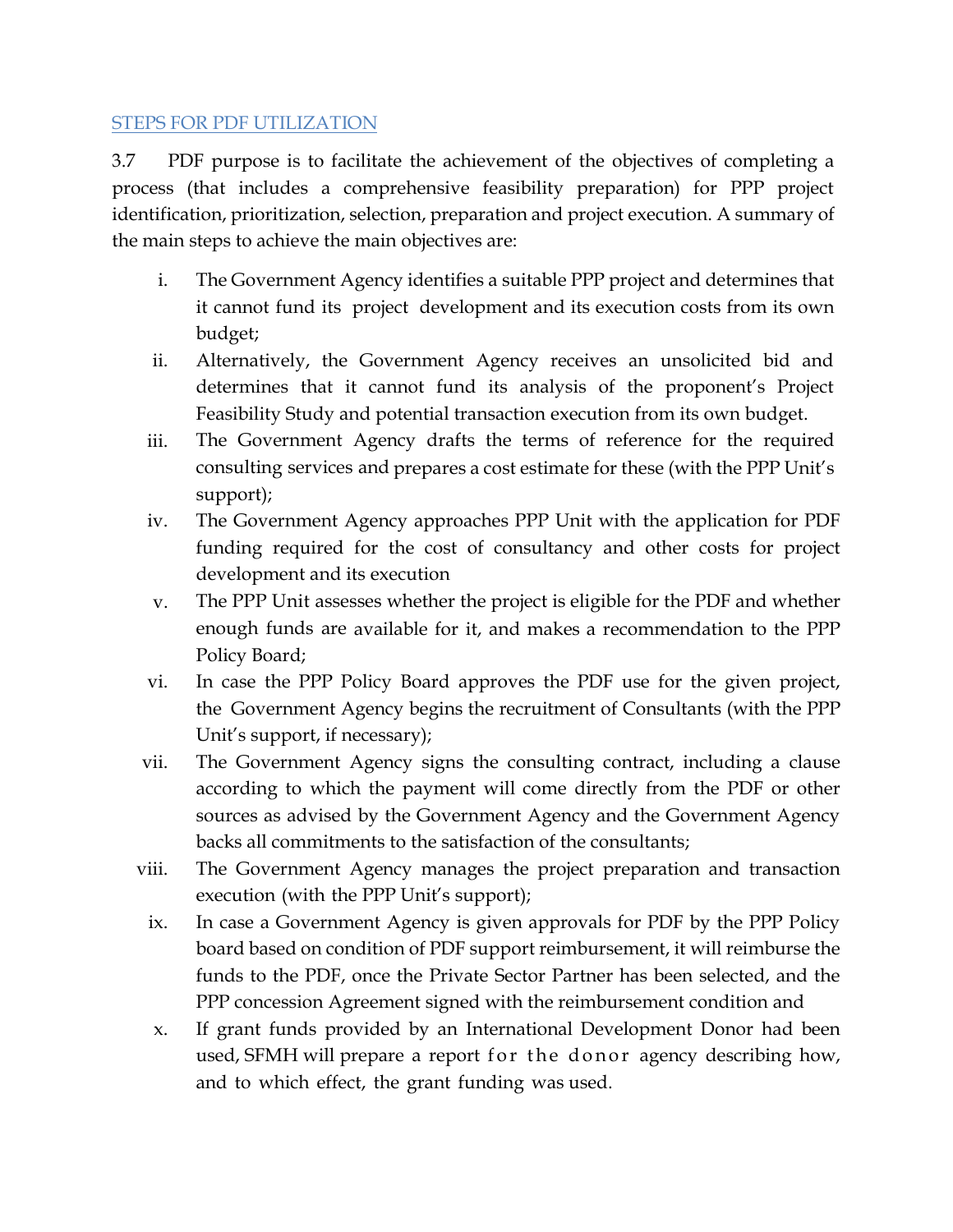## STEPS FOR PDF UTILIZATION

3.7 PDF purpose is to facilitate the achievement of the objectives of completing a process (that includes a comprehensive feasibility preparation) for PPP project identification, prioritization, selection, preparation and project execution. A summary of the main steps to achieve the main objectives are:

i. The Government Agency identifies a suitable PPP project and determines that it cannot fund its project development and its execution costs from its own budget;

ii. Alternatively, the Government Agency receives an unsolicited bid and determines that it cannot fund its analysis of the proponent's Project Feasibility Study and potential transaction execution from its own budget.

iii. The Government Agency drafts the terms of reference for the required consulting services and prepares a cost estimate for these (with the PPP Unit's support);

iv. The Government Agency approaches PPP Unit with the application for PDF funding required for the cost of consultancy and other costs for project development and its execution

v. The PPP Unit assesses whether the project is eligible for the PDF and whether enough funds are available for it, and makes a recommendation to the PPP Policy Board;

vi. In case the PPP Policy Board approves the PDF use for the given project, the Government Agency begins the recruitment of Consultants (with the PPP Unit's support, if necessary);

vii. The Government Agency signs the consulting contract, including a clause according to which the payment will come directly from the PDF or other sources as advised by the Government Agency and the Government Agency backs all commitments to the satisfaction of the consultants;

viii. The Government Agency manages the project preparation and transaction execution (with the PPP Unit's support);

ix. In case a Government Agency is given approvals for PDF by the PPP Policy board based on condition of PDF support reimbursement, it will reimburse the funds to the PDF, once the Private Sector Partner has been selected, and the PPP concession Agreement signed with the reimbursement condition and

x. If grant funds provided by an International Development Donor had been used, SFMH will prepare a report for the donor agency describing how, and to which effect, the grant funding was used.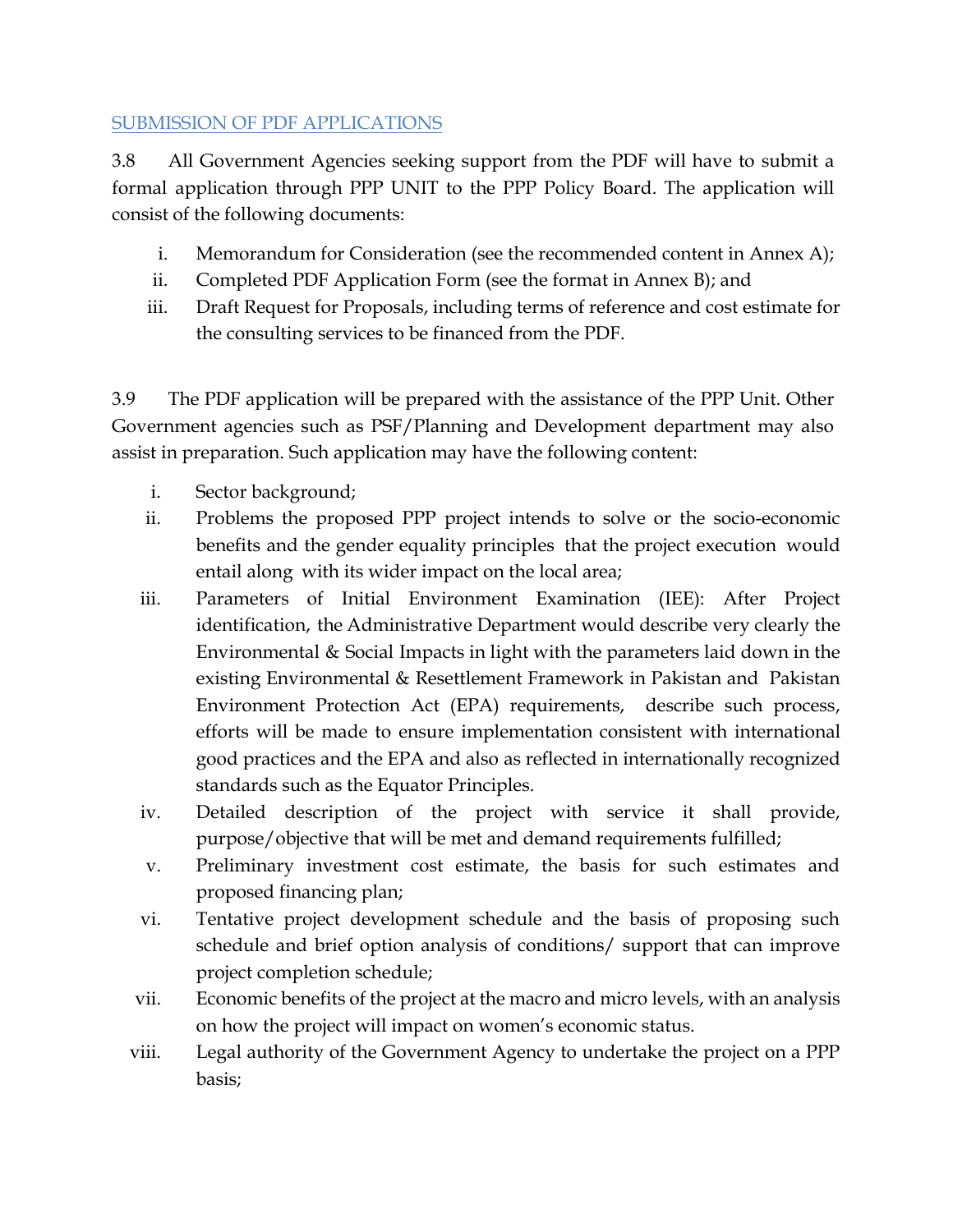## SUBMISSION OF PDF APPLICATIONS

3.8 All Government Agencies seeking support from the PDF will have to submit a formal application through PPP UNIT to the PPP Policy Board. The application will consist of the following documents:

i. Memorandum for Consideration (see the recommended content in Annex A);
ii. Completed PDF Application Form (see the format in Annex B); and
iii. Draft Request for Proposals, including terms of reference and cost estimate for the consulting services to be financed from the PDF.

3.9 The PDF application will be prepared with the assistance of the PPP Unit. Other Government agencies such as PSF/Planning and Development department may also assist in preparation. Such application may have the following content:

i. Sector background;
ii. Problems the proposed PPP project intends to solve or the socio-economic benefits and the gender equality principles that the project execution would entail along with its wider impact on the local area;
iii. Parameters of Initial Environment Examination (IEE): After Project identification, the Administrative Department would describe very clearly the Environmental & Social Impacts in light with the parameters laid down in the existing Environmental & Resettlement Framework in Pakistan and Pakistan Environment Protection Act (EPA) requirements, describe such process, efforts will be made to ensure implementation consistent with international good practices and the EPA and also as reflected in internationally recognized standards such as the Equator Principles.
iv. Detailed description of the project with service it shall provide, purpose/objective that will be met and demand requirements fulfilled;
v. Preliminary investment cost estimate, the basis for such estimates and proposed financing plan;
vi. Tentative project development schedule and the basis of proposing such schedule and brief option analysis of conditions/ support that can improve project completion schedule;
vii. Economic benefits of the project at the macro and micro levels, with an analysis on how the project will impact on women's economic status.
viii. Legal authority of the Government Agency to undertake the project on a PPP basis;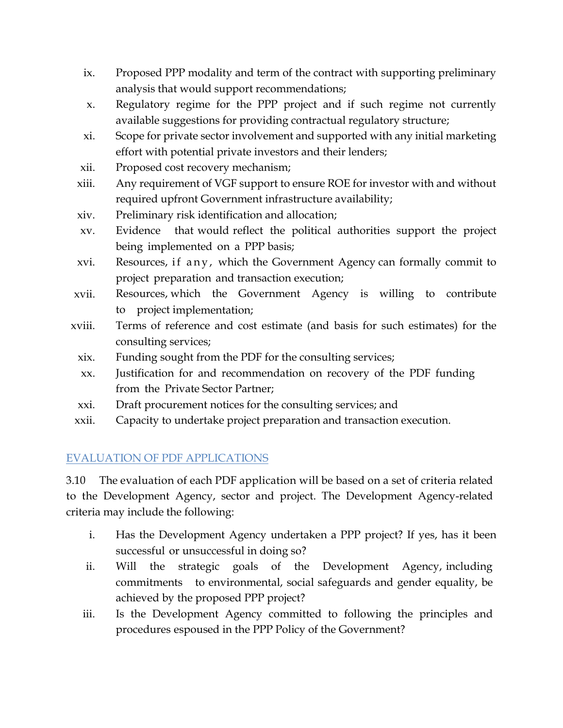ix. Proposed PPP modality and term of the contract with supporting preliminary analysis that would support recommendations;
x. Regulatory regime for the PPP project and if such regime not currently available suggestions for providing contractual regulatory structure;
xi. Scope for private sector involvement and supported with any initial marketing effort with potential private investors and their lenders;
xii. Proposed cost recovery mechanism;
xiii. Any requirement of VGF support to ensure ROE for investor with and without required upfront Government infrastructure availability;
xiv. Preliminary risk identification and allocation;
xv. Evidence that would reflect the political authorities support the project being implemented on a PPP basis;
xvi. Resources, if any, which the Government Agency can formally commit to project preparation and transaction execution;
xvii. Resources, which the Government Agency is willing to contribute to project implementation;
xviii. Terms of reference and cost estimate (and basis for such estimates) for the consulting services;
xix. Funding sought from the PDF for the consulting services;
xx. Justification for and recommendation on recovery of the PDF funding from the Private Sector Partner;
xxi. Draft procurement notices for the consulting services; and
xxii. Capacity to undertake project preparation and transaction execution.

## EVALUATION OF PDF APPLICATIONS

3.10 The evaluation of each PDF application will be based on a set of criteria related to the Development Agency, sector and project. The Development Agency-related criteria may include the following:

i. Has the Development Agency undertaken a PPP project? If yes, has it been successful or unsuccessful in doing so?
ii. Will the strategic goals of the Development Agency, including commitments to environmental, social safeguards and gender equality, be achieved by the proposed PPP project?
iii. Is the Development Agency committed to following the principles and procedures espoused in the PPP Policy of the Government?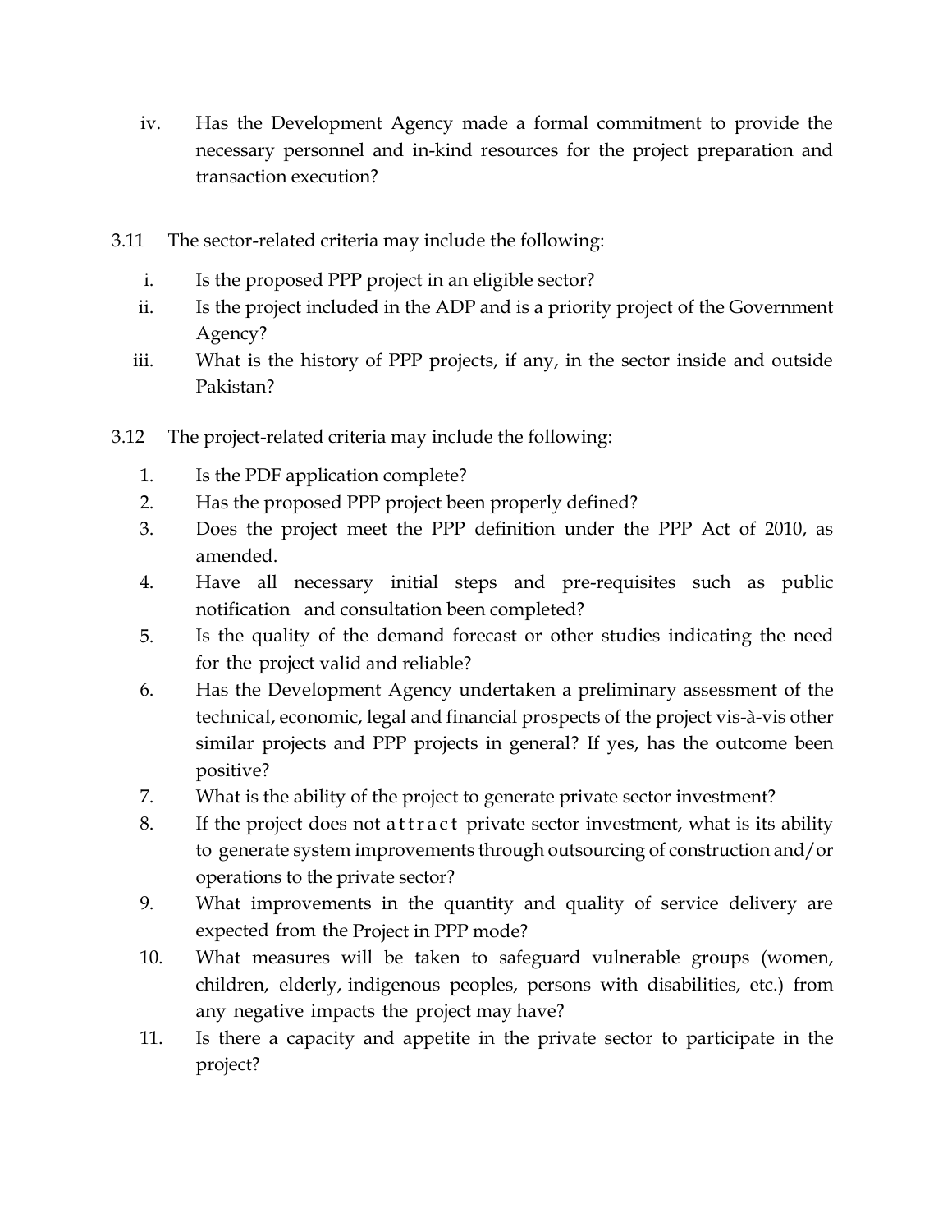iv. Has the Development Agency made a formal commitment to provide the necessary personnel and in-kind resources for the project preparation and transaction execution?

3.11 The sector-related criteria may include the following:

i. Is the proposed PPP project in an eligible sector?

ii. Is the project included in the ADP and is a priority project of the Government Agency?

iii. What is the history of PPP projects, if any, in the sector inside and outside Pakistan?

3.12 The project-related criteria may include the following:

1. Is the PDF application complete?
2. Has the proposed PPP project been properly defined?
3. Does the project meet the PPP definition under the PPP Act of 2010, as amended.
4. Have all necessary initial steps and pre-requisites such as public notification and consultation been completed?
5. Is the quality of the demand forecast or other studies indicating the need for the project valid and reliable?
6. Has the Development Agency undertaken a preliminary assessment of the technical, economic, legal and financial prospects of the project vis-à-vis other similar projects and PPP projects in general? If yes, has the outcome been positive?
7. What is the ability of the project to generate private sector investment?
8. If the project does not attract private sector investment, what is its ability to generate system improvements through outsourcing of construction and/or operations to the private sector?
9. What improvements in the quantity and quality of service delivery are expected from the Project in PPP mode?
10. What measures will be taken to safeguard vulnerable groups (women, children, elderly, indigenous peoples, persons with disabilities, etc.) from any negative impacts the project may have?
11. Is there a capacity and appetite in the private sector to participate in the project?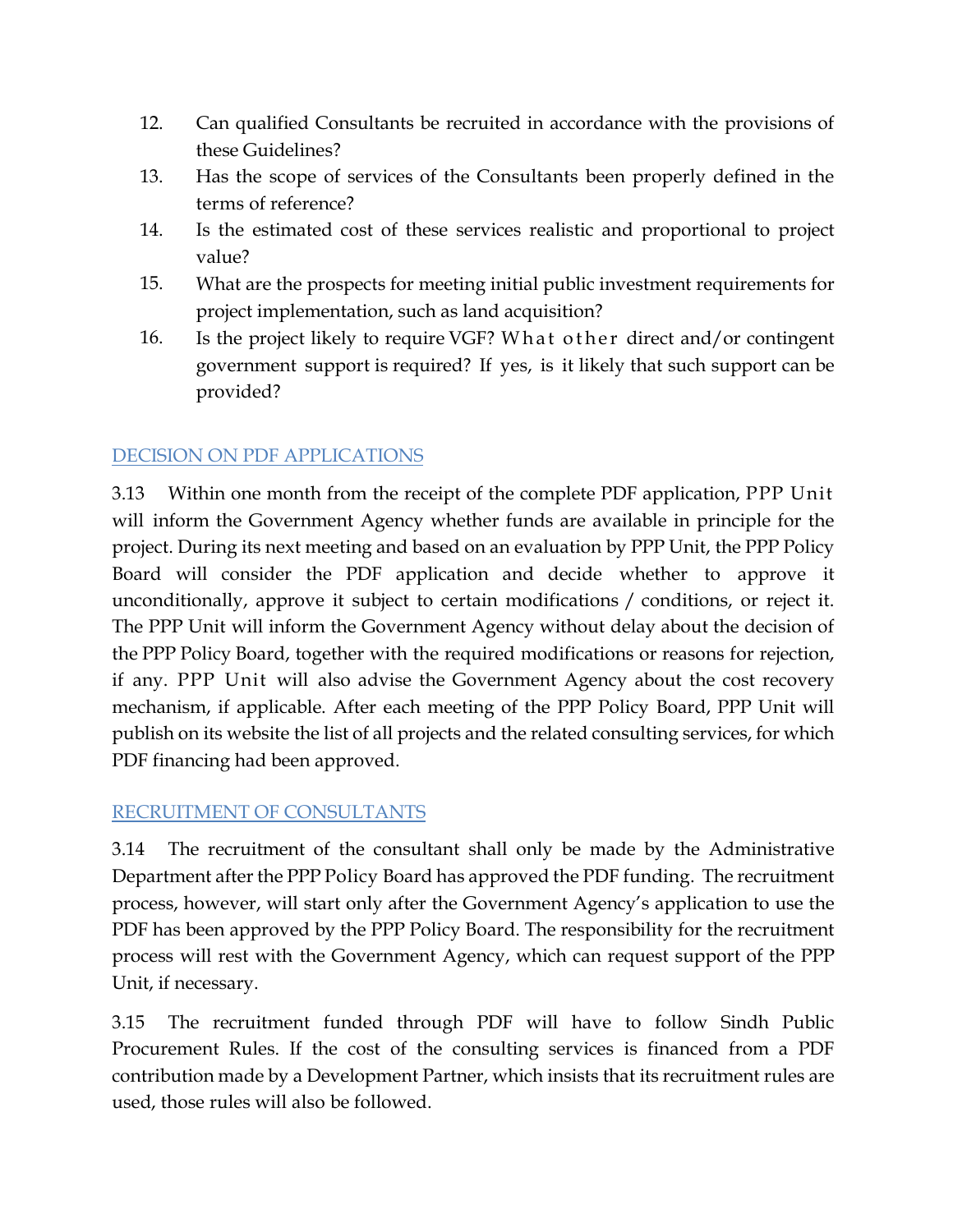12. Can qualified Consultants be recruited in accordance with the provisions of these Guidelines?
13. Has the scope of services of the Consultants been properly defined in the terms of reference?
14. Is the estimated cost of these services realistic and proportional to project value?
15. What are the prospects for meeting initial public investment requirements for project implementation, such as land acquisition?
16. Is the project likely to require VGF? What other direct and/or contingent government support is required? If yes, is it likely that such support can be provided?

## DECISION ON PDF APPLICATIONS

3.13 Within one month from the receipt of the complete PDF application, PPP Unit will inform the Government Agency whether funds are available in principle for the project. During its next meeting and based on an evaluation by PPP Unit, the PPP Policy Board will consider the PDF application and decide whether to approve it unconditionally, approve it subject to certain modifications / conditions, or reject it. The PPP Unit will inform the Government Agency without delay about the decision of the PPP Policy Board, together with the required modifications or reasons for rejection, if any. PPP Unit will also advise the Government Agency about the cost recovery mechanism, if applicable. After each meeting of the PPP Policy Board, PPP Unit will publish on its website the list of all projects and the related consulting services, for which PDF financing had been approved.

## RECRUITMENT OF CONSULTANTS

3.14 The recruitment of the consultant shall only be made by the Administrative Department after the PPP Policy Board has approved the PDF funding. The recruitment process, however, will start only after the Government Agency's application to use the PDF has been approved by the PPP Policy Board. The responsibility for the recruitment process will rest with the Government Agency, which can request support of the PPP Unit, if necessary.

3.15 The recruitment funded through PDF will have to follow Sindh Public Procurement Rules. If the cost of the consulting services is financed from a PDF contribution made by a Development Partner, which insists that its recruitment rules are used, those rules will also be followed.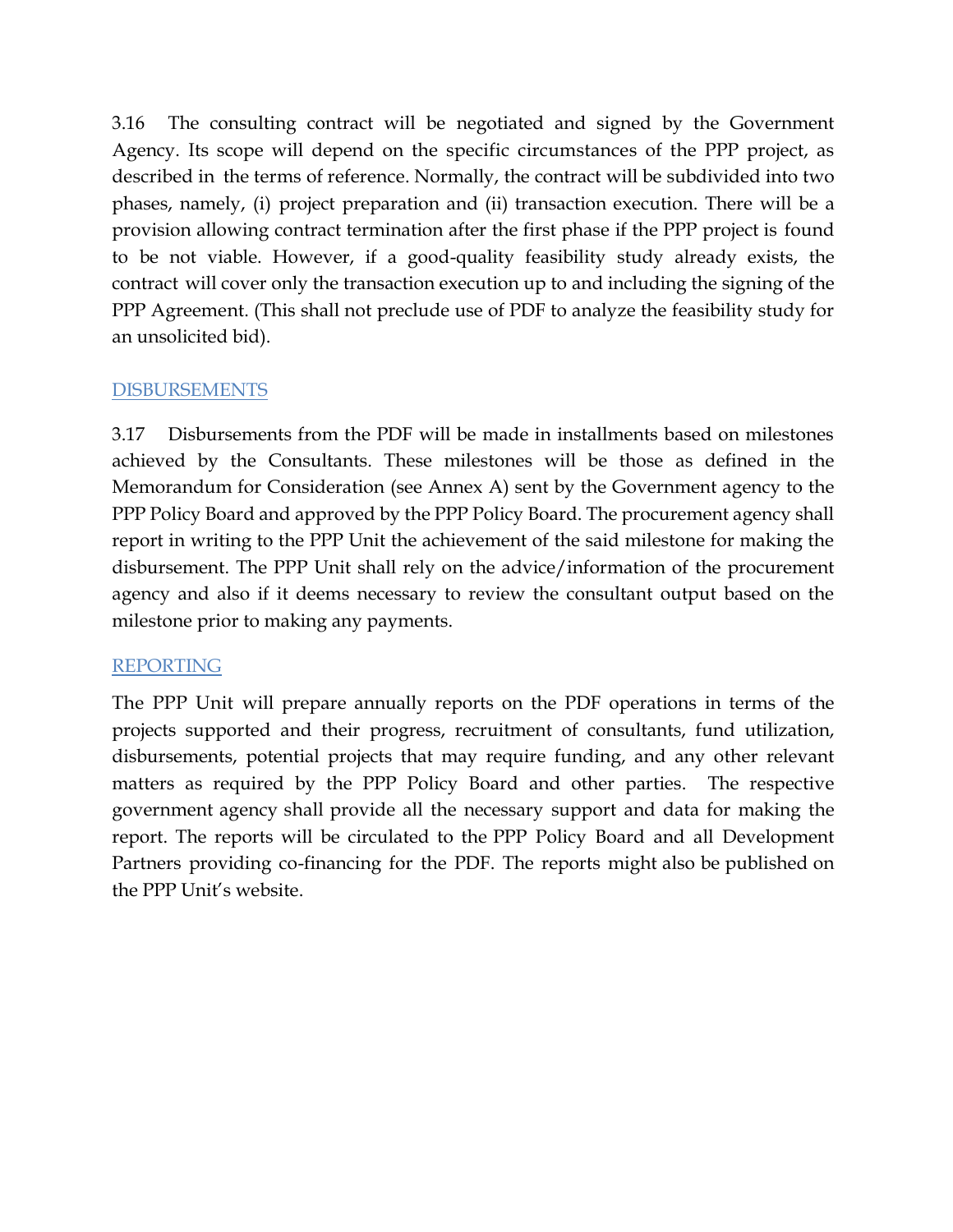3.16 The consulting contract will be negotiated and signed by the Government Agency. Its scope will depend on the specific circumstances of the PPP project, as described in the terms of reference. Normally, the contract will be subdivided into two phases, namely, (i) project preparation and (ii) transaction execution. There will be a provision allowing contract termination after the first phase if the PPP project is found to be not viable. However, if a good-quality feasibility study already exists, the contract will cover only the transaction execution up to and including the signing of the PPP Agreement. (This shall not preclude use of PDF to analyze the feasibility study for an unsolicited bid).

## DISBURSEMENTS

3.17 Disbursements from the PDF will be made in installments based on milestones achieved by the Consultants. These milestones will be those as defined in the Memorandum for Consideration (see Annex A) sent by the Government agency to the PPP Policy Board and approved by the PPP Policy Board. The procurement agency shall report in writing to the PPP Unit the achievement of the said milestone for making the disbursement. The PPP Unit shall rely on the advice/information of the procurement agency and also if it deems necessary to review the consultant output based on the milestone prior to making any payments.

## REPORTING

The PPP Unit will prepare annually reports on the PDF operations in terms of the projects supported and their progress, recruitment of consultants, fund utilization, disbursements, potential projects that may require funding, and any other relevant matters as required by the PPP Policy Board and other parties. The respective government agency shall provide all the necessary support and data for making the report. The reports will be circulated to the PPP Policy Board and all Development Partners providing co-financing for the PDF. The reports might also be published on the PPP Unit's website.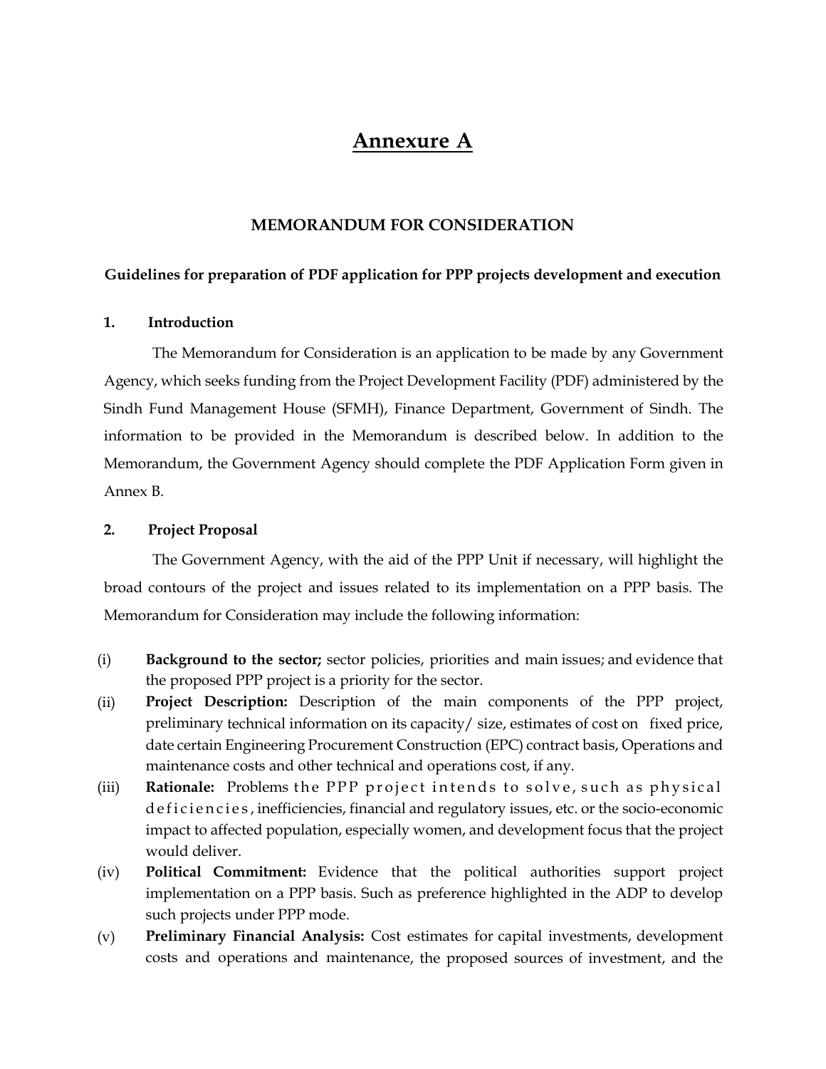# Annexure A

## MEMORANDUM FOR CONSIDERATION

**Guidelines for preparation of PDF application for PPP projects development and execution**

### 1. Introduction

The Memorandum for Consideration is an application to be made by any Government Agency, which seeks funding from the Project Development Facility (PDF) administered by the Sindh Fund Management House (SFMH), Finance Department, Government of Sindh. The information to be provided in the Memorandum is described below. In addition to the Memorandum, the Government Agency should complete the PDF Application Form given in Annex B.

### 2. Project Proposal

The Government Agency, with the aid of the PPP Unit if necessary, will highlight the broad contours of the project and issues related to its implementation on a PPP basis. The Memorandum for Consideration may include the following information:

(i) **Background to the sector;** sector policies, priorities and main issues; and evidence that the proposed PPP project is a priority for the sector.

(ii) **Project Description:** Description of the main components of the PPP project, preliminary technical information on its capacity/ size, estimates of cost on fixed price, date certain Engineering Procurement Construction (EPC) contract basis, Operations and maintenance costs and other technical and operations cost, if any.

(iii) **Rationale:** Problems the PPP project intends to solve, such as physical deficiencies, inefficiencies, financial and regulatory issues, etc. or the socio-economic impact to affected population, especially women, and development focus that the project would deliver.

(iv) **Political Commitment:** Evidence that the political authorities support project implementation on a PPP basis. Such as preference highlighted in the ADP to develop such projects under PPP mode.

(v) **Preliminary Financial Analysis:** Cost estimates for capital investments, development costs and operations and maintenance, the proposed sources of investment, and the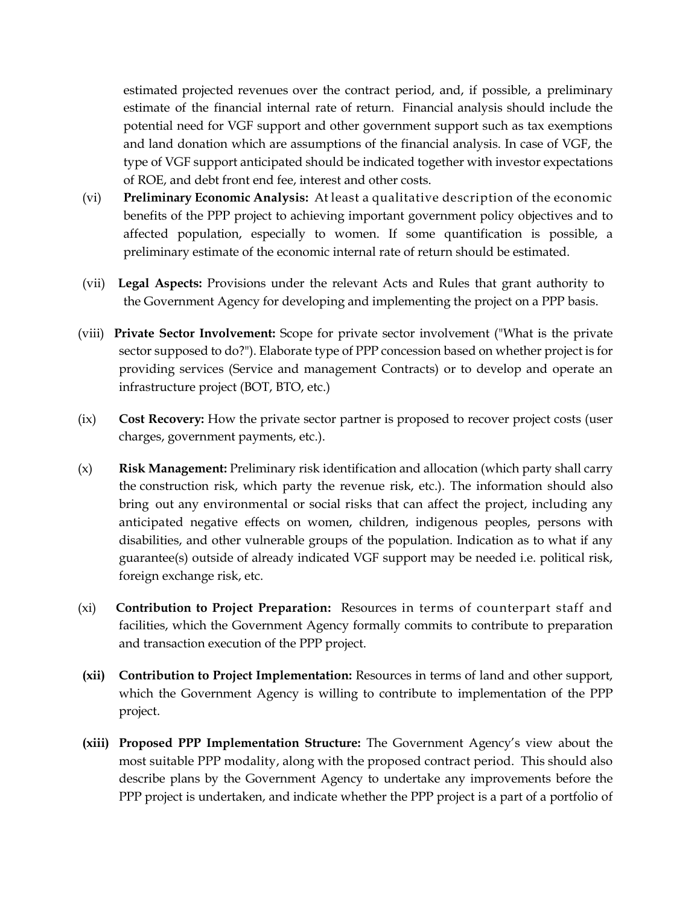estimated projected revenues over the contract period, and, if possible, a preliminary estimate of the financial internal rate of return. Financial analysis should include the potential need for VGF support and other government support such as tax exemptions and land donation which are assumptions of the financial analysis. In case of VGF, the type of VGF support anticipated should be indicated together with investor expectations of ROE, and debt front end fee, interest and other costs.

(vi) **Preliminary Economic Analysis:** At least a qualitative description of the economic benefits of the PPP project to achieving important government policy objectives and to affected population, especially to women. If some quantification is possible, a preliminary estimate of the economic internal rate of return should be estimated.

(vii) **Legal Aspects:** Provisions under the relevant Acts and Rules that grant authority to the Government Agency for developing and implementing the project on a PPP basis.

(viii) **Private Sector Involvement:** Scope for private sector involvement ("What is the private sector supposed to do?"). Elaborate type of PPP concession based on whether project is for providing services (Service and management Contracts) or to develop and operate an infrastructure project (BOT, BTO, etc.)

(ix) **Cost Recovery:** How the private sector partner is proposed to recover project costs (user charges, government payments, etc.).

(x) **Risk Management:** Preliminary risk identification and allocation (which party shall carry the construction risk, which party the revenue risk, etc.). The information should also bring out any environmental or social risks that can affect the project, including any anticipated negative effects on women, children, indigenous peoples, persons with disabilities, and other vulnerable groups of the population. Indication as to what if any guarantee(s) outside of already indicated VGF support may be needed i.e. political risk, foreign exchange risk, etc.

(xi) **Contribution to Project Preparation:** Resources in terms of counterpart staff and facilities, which the Government Agency formally commits to contribute to preparation and transaction execution of the PPP project.

**(xii) Contribution to Project Implementation:** Resources in terms of land and other support, which the Government Agency is willing to contribute to implementation of the PPP project.

**(xiii) Proposed PPP Implementation Structure:** The Government Agency's view about the most suitable PPP modality, along with the proposed contract period. This should also describe plans by the Government Agency to undertake any improvements before the PPP project is undertaken, and indicate whether the PPP project is a part of a portfolio of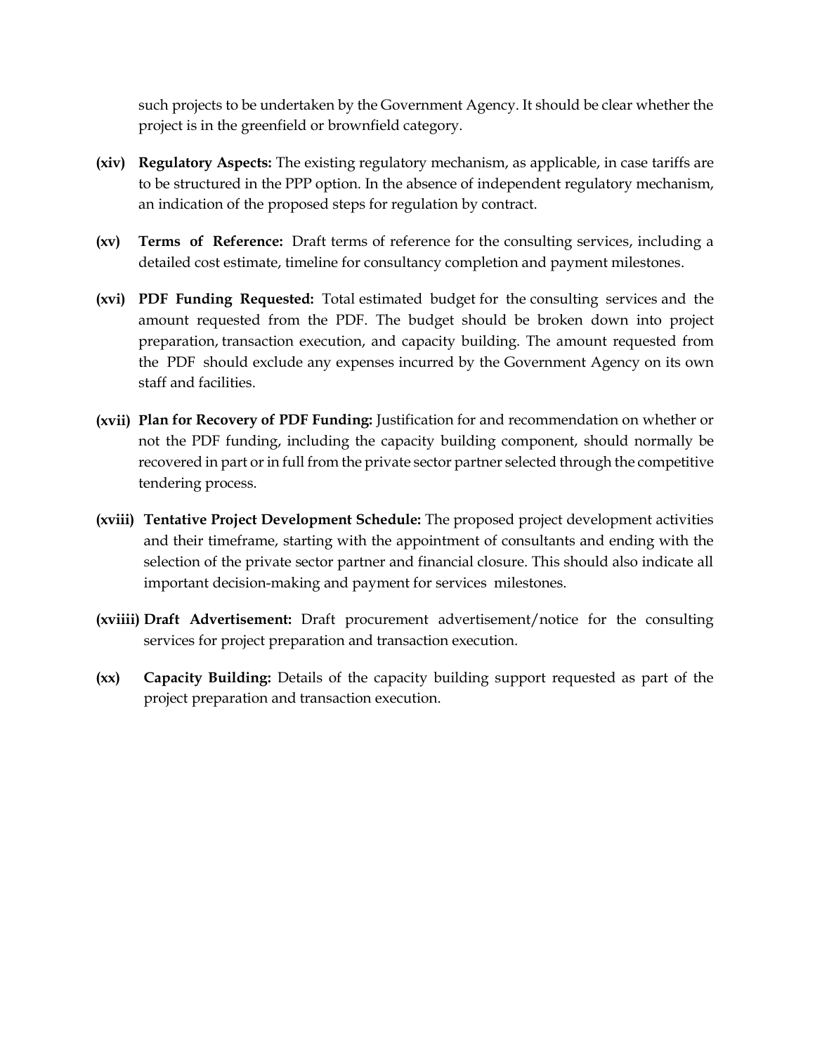such projects to be undertaken by the Government Agency. It should be clear whether the project is in the greenfield or brownfield category.

**(xiv) Regulatory Aspects:** The existing regulatory mechanism, as applicable, in case tariffs are to be structured in the PPP option. In the absence of independent regulatory mechanism, an indication of the proposed steps for regulation by contract.

**(xv) Terms of Reference:** Draft terms of reference for the consulting services, including a detailed cost estimate, timeline for consultancy completion and payment milestones.

**(xvi) PDF Funding Requested:** Total estimated budget for the consulting services and the amount requested from the PDF. The budget should be broken down into project preparation, transaction execution, and capacity building. The amount requested from the PDF should exclude any expenses incurred by the Government Agency on its own staff and facilities.

**(xvii) Plan for Recovery of PDF Funding:** Justification for and recommendation on whether or not the PDF funding, including the capacity building component, should normally be recovered in part or in full from the private sector partner selected through the competitive tendering process.

**(xviii) Tentative Project Development Schedule:** The proposed project development activities and their timeframe, starting with the appointment of consultants and ending with the selection of the private sector partner and financial closure. This should also indicate all important decision-making and payment for services milestones.

**(xviiii) Draft Advertisement:** Draft procurement advertisement/notice for the consulting services for project preparation and transaction execution.

**(xx) Capacity Building:** Details of the capacity building support requested as part of the project preparation and transaction execution.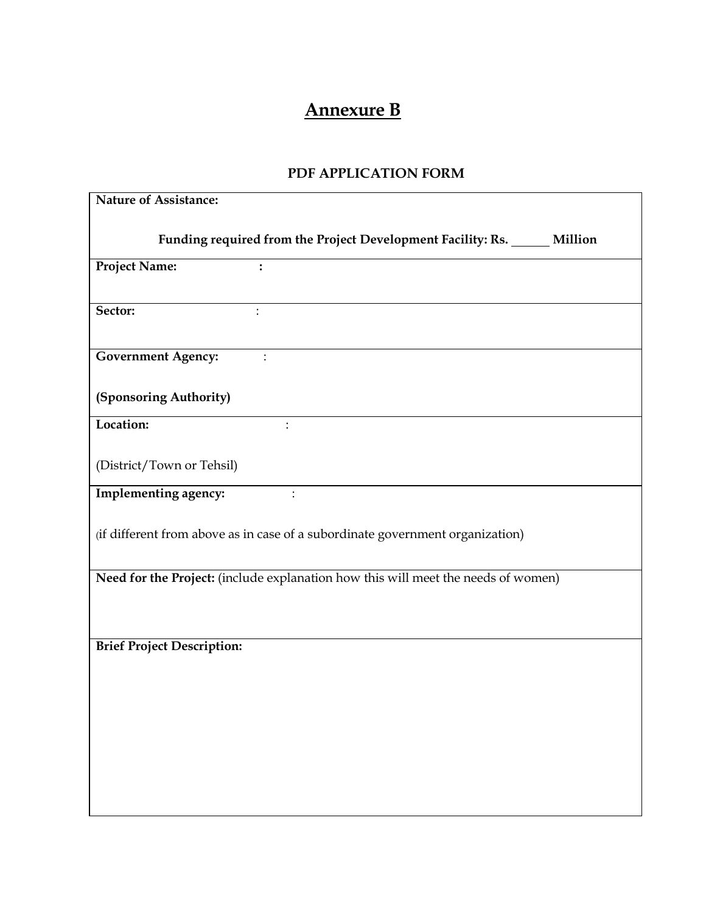# Annexure B

## PDF APPLICATION FORM

| **Nature of Assistance:**<br><br>**Funding required from the Project Development Facility: Rs. ______ Million** |
|---|
| **Project Name:** **:** |
| **Sector:** : |
| **Government Agency:** :<br><br>**(Sponsoring Authority)** |
| **Location:** :<br><br>(District/Town or Tehsil) |
| **Implementing agency:** :<br><br>(if different from above as in case of a subordinate government organization) |
| **Need for the Project:** (include explanation how this will meet the needs of women) |
| **Brief Project Description:** |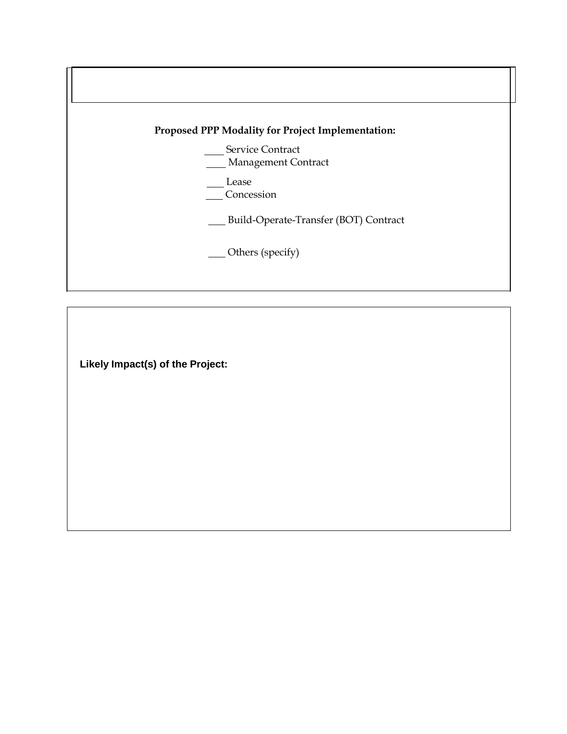**Proposed PPP Modality for Project Implementation:**

____ Service Contract

____ Management Contract

___ Lease

___ Concession

___ Build-Operate-Transfer (BOT) Contract

___ Others (specify)

**Likely Impact(s) of the Project:**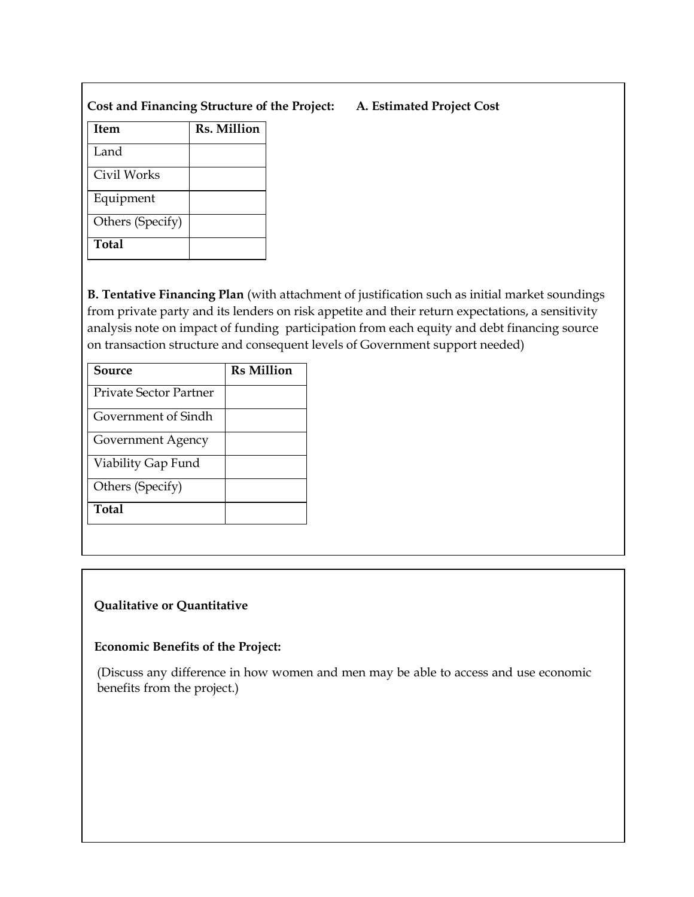**Cost and Financing Structure of the Project:** **A. Estimated Project Cost**

| Item | Rs. Million |
|---|---|
| Land | |
| Civil Works | |
| Equipment | |
| Others (Specify) | |
| **Total** | |

**B. Tentative Financing Plan** (with attachment of justification such as initial market soundings from private party and its lenders on risk appetite and their return expectations, a sensitivity analysis note on impact of funding participation from each equity and debt financing source on transaction structure and consequent levels of Government support needed)

| Source | Rs Million |
|---|---|
| Private Sector Partner | |
| Government of Sindh | |
| Government Agency | |
| Viability Gap Fund | |
| Others (Specify) | |
| **Total** | |

**Qualitative or Quantitative**

**Economic Benefits of the Project:**

(Discuss any difference in how women and men may be able to access and use economic benefits from the project.)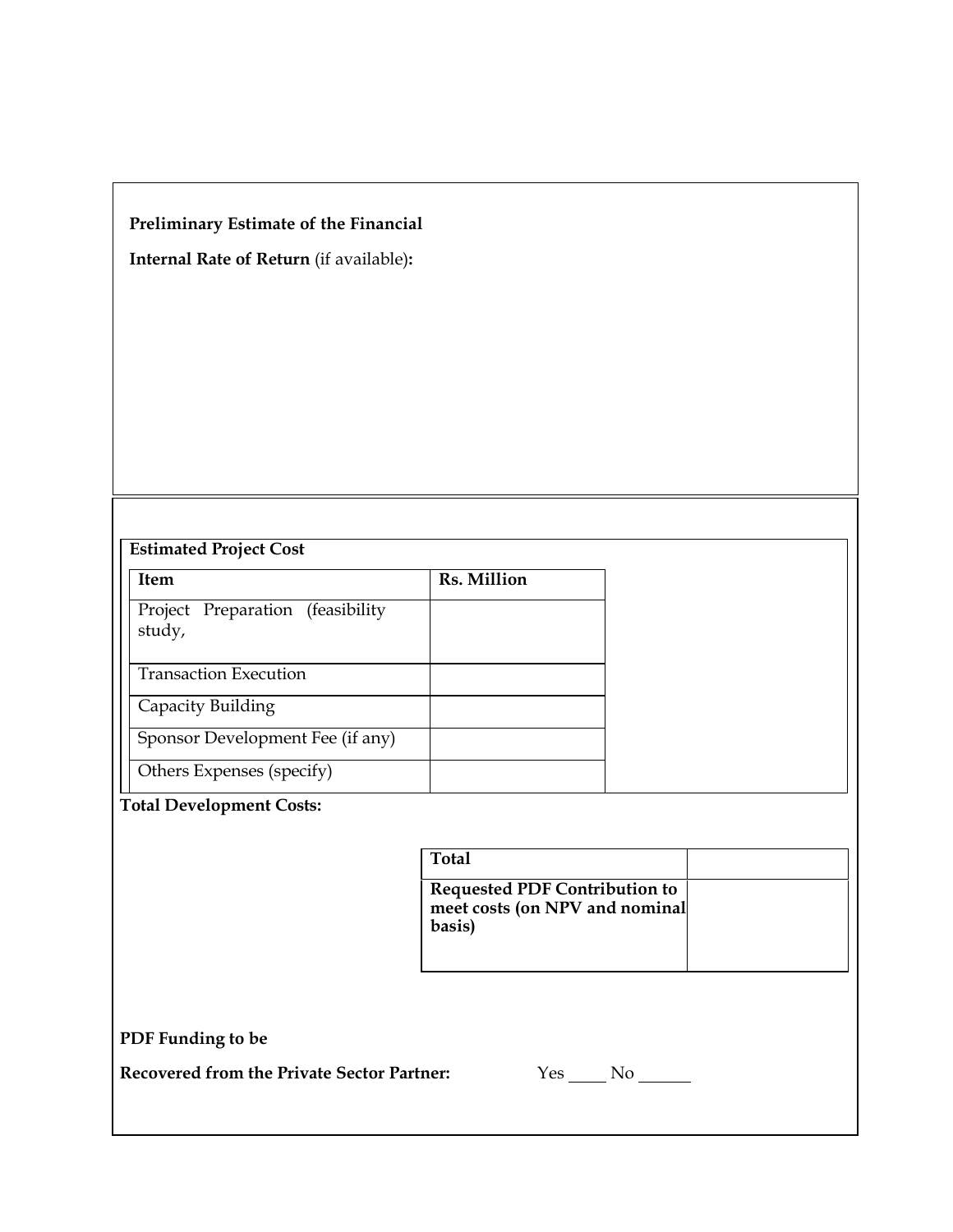**Preliminary Estimate of the Financial**

**Internal Rate of Return** (if available)**:**

**Estimated Project Cost**

| **Item** | **Rs. Million** |
|---|---|
| Project Preparation (feasibility study, | |
| Transaction Execution | |
| Capacity Building | |
| Sponsor Development Fee (if any) | |
| Others Expenses (specify) | |

**Total Development Costs:**

| **Total** | |
|---|---|
| **Requested PDF Contribution to meet costs (on NPV and nominal basis)** | |

**PDF Funding to be**

**Recovered from the Private Sector Partner:** Yes ____ No ______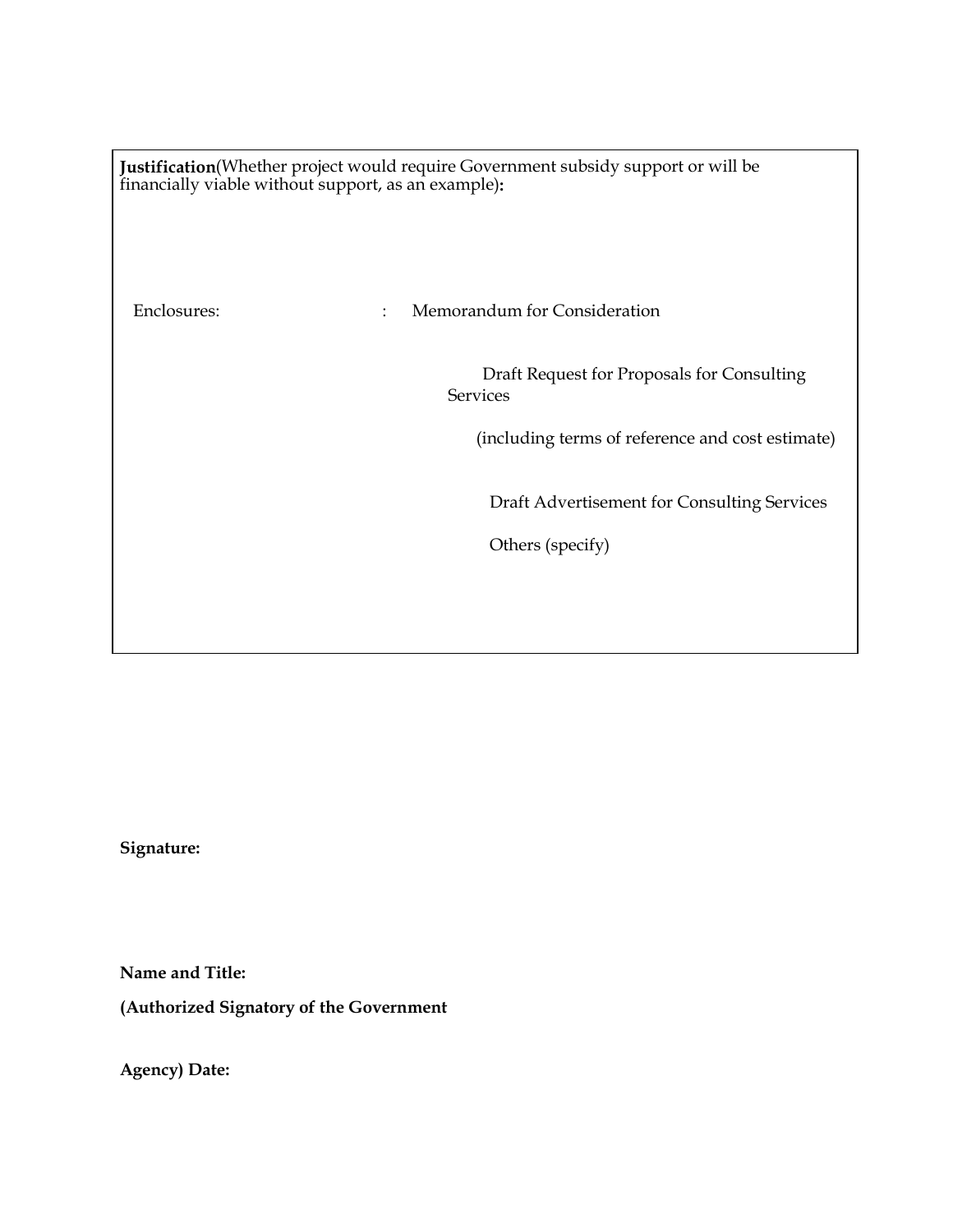**Justification**(Whether project would require Government subsidy support or will be financially viable without support, as an example)**:**

Enclosures: : Memorandum for Consideration

Draft Request for Proposals for Consulting Services

(including terms of reference and cost estimate)

Draft Advertisement for Consulting Services

Others (specify)

**Signature:**

**Name and Title:**

**(Authorized Signatory of the Government**

**Agency) Date:**